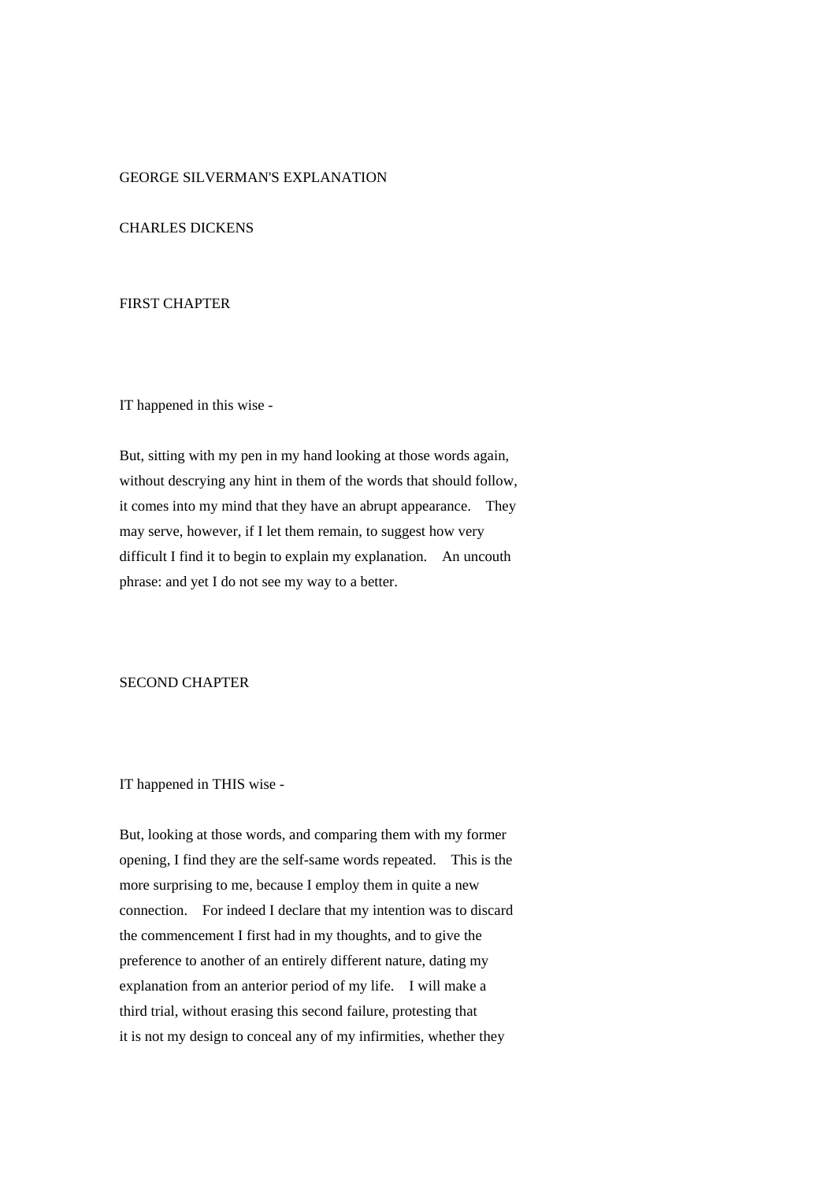# GEORGE SILVERMAN'S EXPLANATION

CHARLES DICKENS

## FIRST CHAPTER

IT happened in this wise -

But, sitting with my pen in my hand looking at those words again, without descrying any hint in them of the words that should follow, it comes into my mind that they have an abrupt appearance. They may serve, however, if I let them remain, to suggest how very difficult I find it to begin to explain my explanation. An uncouth phrase: and yet I do not see my way to a better.

## SECOND CHAPTER

IT happened in THIS wise -

But, looking at those words, and comparing them with my former opening, I find they are the self-same words repeated. This is the more surprising to me, because I employ them in quite a new connection. For indeed I declare that my intention was to discard the commencement I first had in my thoughts, and to give the preference to another of an entirely different nature, dating my explanation from an anterior period of my life. I will make a third trial, without erasing this second failure, protesting that it is not my design to conceal any of my infirmities, whether they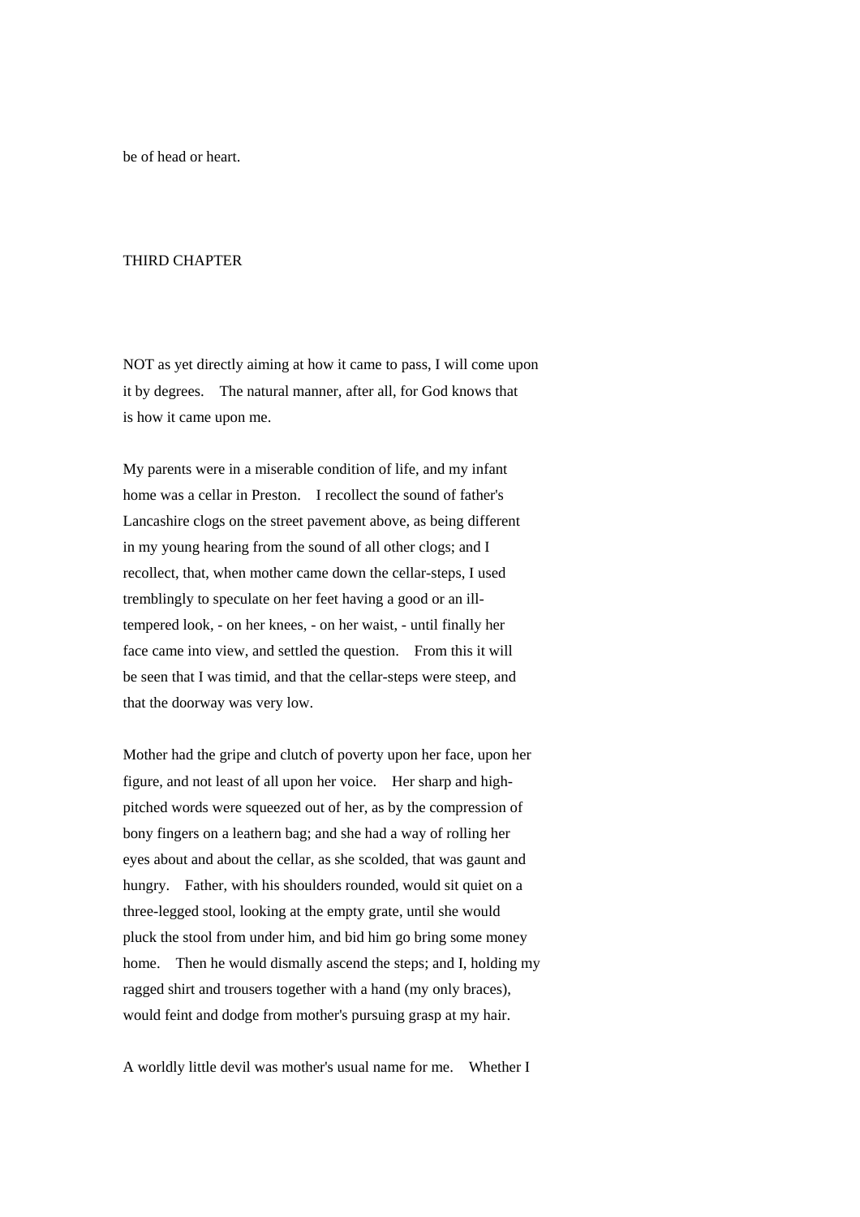be of head or heart.

## THIRD CHAPTER

NOT as yet directly aiming at how it came to pass, I will come upon it by degrees. The natural manner, after all, for God knows that is how it came upon me.

My parents were in a miserable condition of life, and my infant home was a cellar in Preston. I recollect the sound of father's Lancashire clogs on the street pavement above, as being different in my young hearing from the sound of all other clogs; and I recollect, that, when mother came down the cellar-steps, I used tremblingly to speculate on her feet having a good or an ill-tempered look, - on her knees, - on her waist, - until finally her face came into view, and settled the question. From this it will be seen that I was timid, and that the cellar-steps were steep, and that the doorway was very low.

Mother had the gripe and clutch of poverty upon her face, upon her figure, and not least of all upon her voice. Her sharp and high-pitched words were squeezed out of her, as by the compression of bony fingers on a leathern bag; and she had a way of rolling her eyes about and about the cellar, as she scolded, that was gaunt and hungry. Father, with his shoulders rounded, would sit quiet on a three-legged stool, looking at the empty grate, until she would pluck the stool from under him, and bid him go bring some money home. Then he would dismally ascend the steps; and I, holding my ragged shirt and trousers together with a hand (my only braces), would feint and dodge from mother's pursuing grasp at my hair.

A worldly little devil was mother's usual name for me. Whether I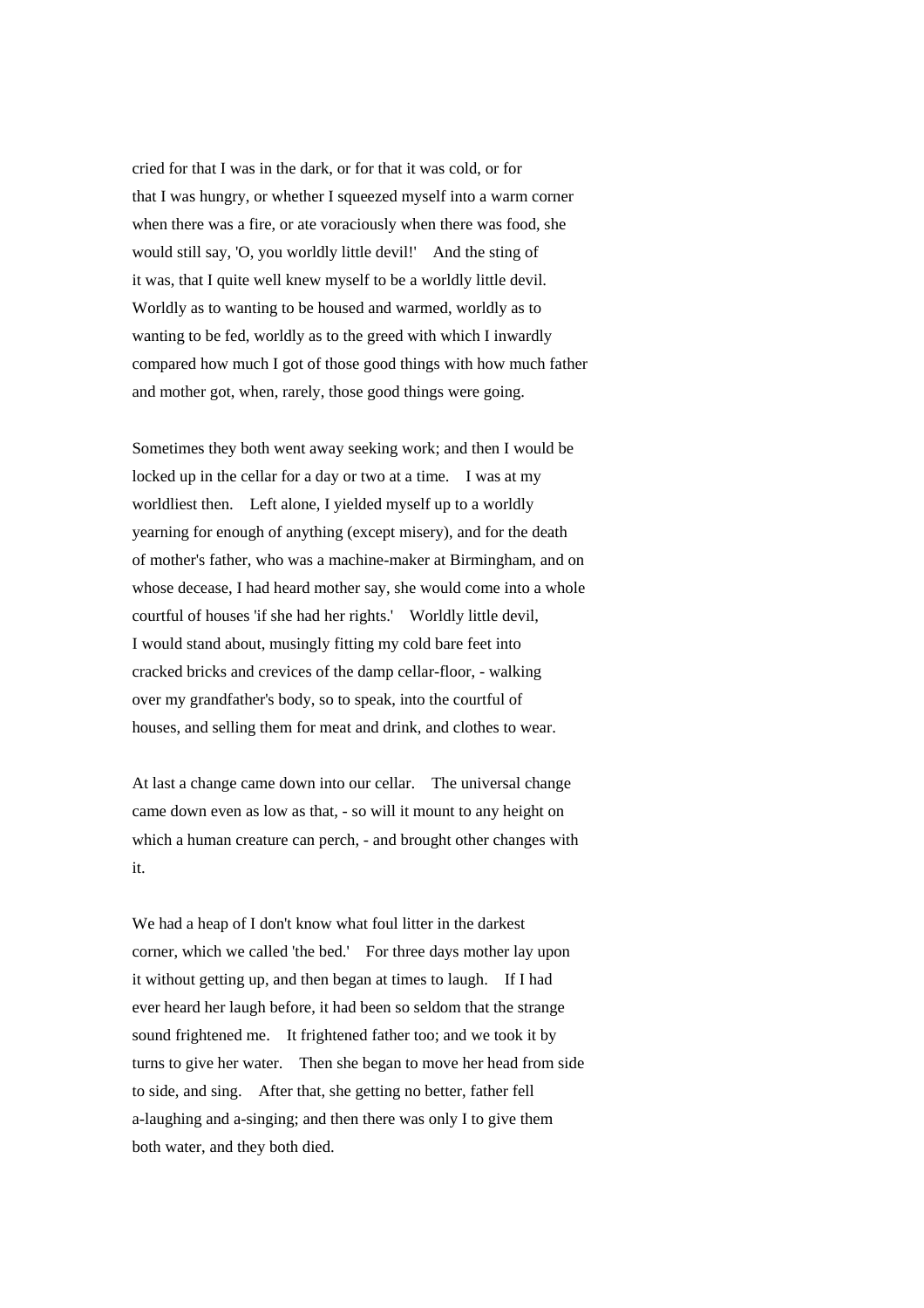cried for that I was in the dark, or for that it was cold, or for that I was hungry, or whether I squeezed myself into a warm corner when there was a fire, or ate voraciously when there was food, she would still say, 'O, you worldly little devil!' And the sting of it was, that I quite well knew myself to be a worldly little devil. Worldly as to wanting to be housed and warmed, worldly as to wanting to be fed, worldly as to the greed with which I inwardly compared how much I got of those good things with how much father and mother got, when, rarely, those good things were going.

Sometimes they both went away seeking work; and then I would be locked up in the cellar for a day or two at a time. I was at my worldliest then. Left alone, I yielded myself up to a worldly yearning for enough of anything (except misery), and for the death of mother's father, who was a machine-maker at Birmingham, and on whose decease, I had heard mother say, she would come into a whole courtful of houses 'if she had her rights.' Worldly little devil, I would stand about, musingly fitting my cold bare feet into cracked bricks and crevices of the damp cellar-floor, - walking over my grandfather's body, so to speak, into the courtful of houses, and selling them for meat and drink, and clothes to wear.

At last a change came down into our cellar. The universal change came down even as low as that, - so will it mount to any height on which a human creature can perch, - and brought other changes with it.

We had a heap of I don't know what foul litter in the darkest corner, which we called 'the bed.' For three days mother lay upon it without getting up, and then began at times to laugh. If I had ever heard her laugh before, it had been so seldom that the strange sound frightened me. It frightened father too; and we took it by turns to give her water. Then she began to move her head from side to side, and sing. After that, she getting no better, father fell a-laughing and a-singing; and then there was only I to give them both water, and they both died.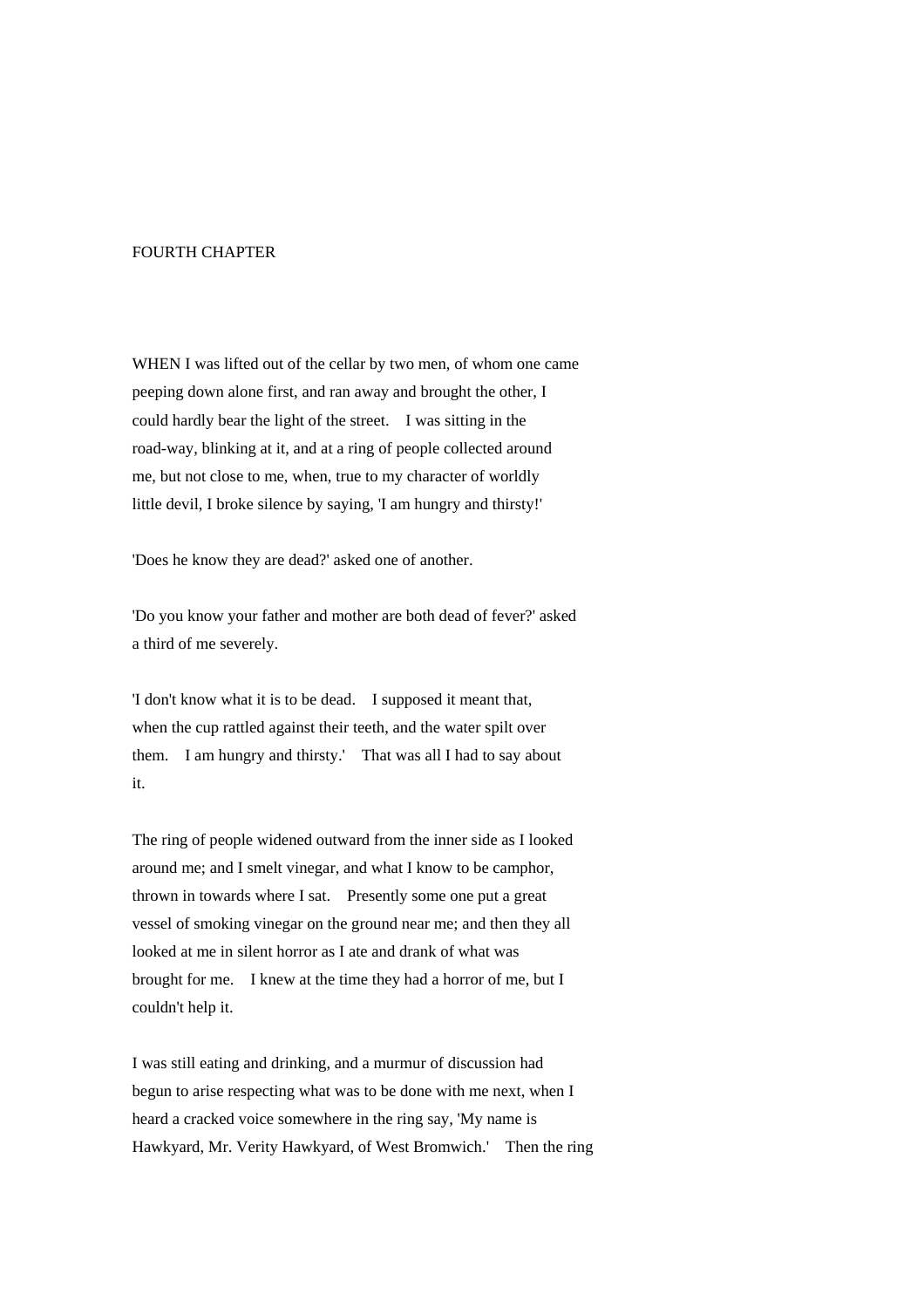## FOURTH CHAPTER

WHEN I was lifted out of the cellar by two men, of whom one came peeping down alone first, and ran away and brought the other, I could hardly bear the light of the street. I was sitting in the road-way, blinking at it, and at a ring of people collected around me, but not close to me, when, true to my character of worldly little devil, I broke silence by saying, 'I am hungry and thirsty!'

'Does he know they are dead?' asked one of another.

'Do you know your father and mother are both dead of fever?' asked a third of me severely.

'I don't know what it is to be dead. I supposed it meant that, when the cup rattled against their teeth, and the water spilt over them. I am hungry and thirsty.' That was all I had to say about it.

The ring of people widened outward from the inner side as I looked around me; and I smelt vinegar, and what I know to be camphor, thrown in towards where I sat. Presently some one put a great vessel of smoking vinegar on the ground near me; and then they all looked at me in silent horror as I ate and drank of what was brought for me. I knew at the time they had a horror of me, but I couldn't help it.

I was still eating and drinking, and a murmur of discussion had begun to arise respecting what was to be done with me next, when I heard a cracked voice somewhere in the ring say, 'My name is Hawkyard, Mr. Verity Hawkyard, of West Bromwich.' Then the ring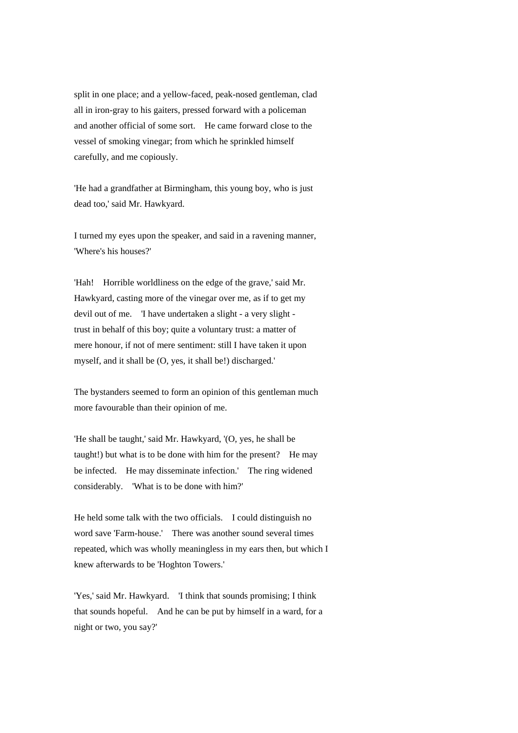split in one place; and a yellow-faced, peak-nosed gentleman, clad all in iron-gray to his gaiters, pressed forward with a policeman and another official of some sort. He came forward close to the vessel of smoking vinegar; from which he sprinkled himself carefully, and me copiously.

'He had a grandfather at Birmingham, this young boy, who is just dead too,' said Mr. Hawkyard.

I turned my eyes upon the speaker, and said in a ravening manner, 'Where's his houses?'

'Hah! Horrible worldliness on the edge of the grave,' said Mr. Hawkyard, casting more of the vinegar over me, as if to get my devil out of me. 'I have undertaken a slight - a very slight - trust in behalf of this boy; quite a voluntary trust: a matter of mere honour, if not of mere sentiment: still I have taken it upon myself, and it shall be (O, yes, it shall be!) discharged.'

The bystanders seemed to form an opinion of this gentleman much more favourable than their opinion of me.

'He shall be taught,' said Mr. Hawkyard, '(O, yes, he shall be taught!) but what is to be done with him for the present? He may be infected. He may disseminate infection.' The ring widened considerably. 'What is to be done with him?'

He held some talk with the two officials. I could distinguish no word save 'Farm-house.' There was another sound several times repeated, which was wholly meaningless in my ears then, but which I knew afterwards to be 'Hoghton Towers.'

'Yes,' said Mr. Hawkyard. 'I think that sounds promising; I think that sounds hopeful. And he can be put by himself in a ward, for a night or two, you say?'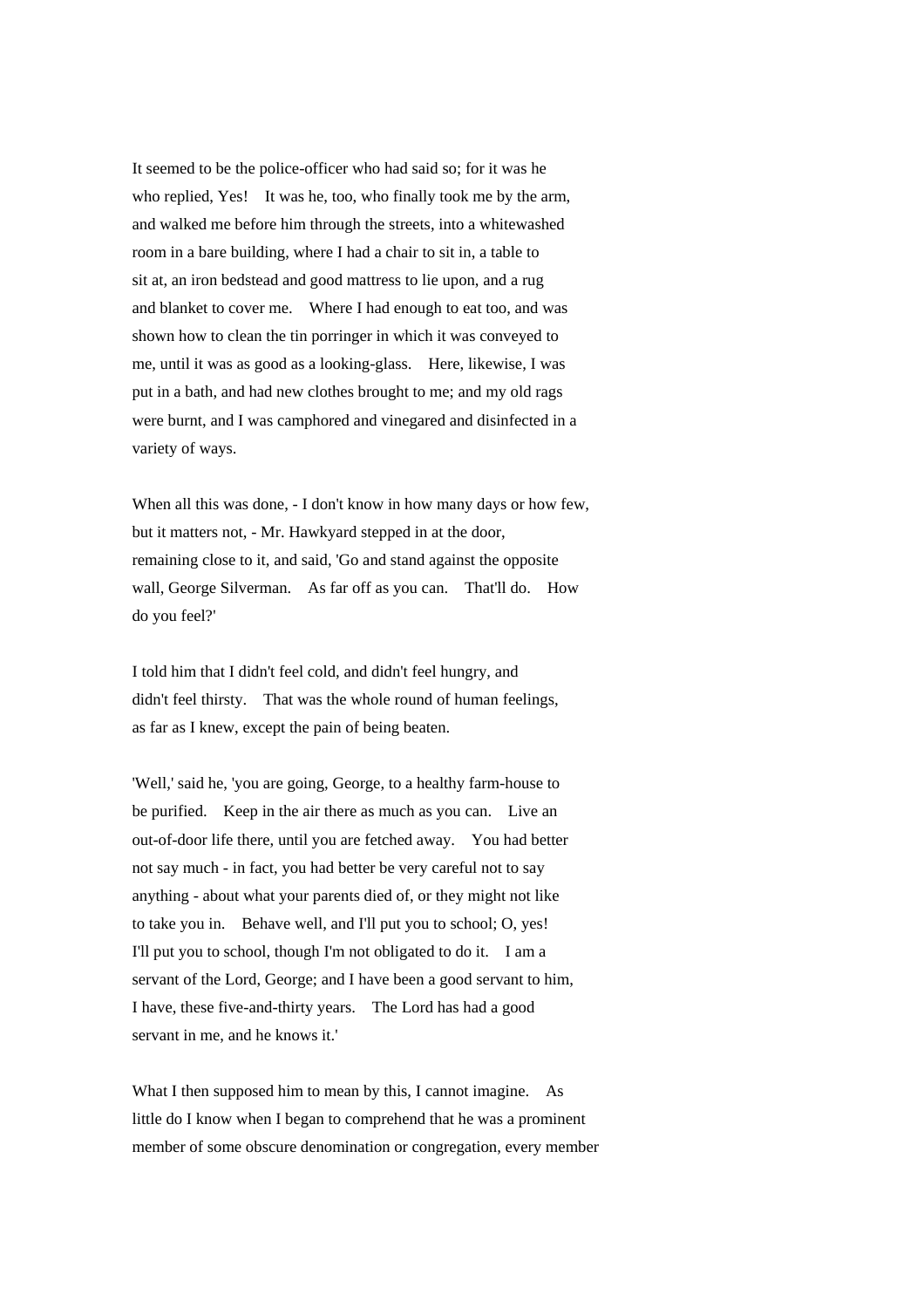It seemed to be the police-officer who had said so; for it was he who replied, Yes! It was he, too, who finally took me by the arm, and walked me before him through the streets, into a whitewashed room in a bare building, where I had a chair to sit in, a table to sit at, an iron bedstead and good mattress to lie upon, and a rug and blanket to cover me. Where I had enough to eat too, and was shown how to clean the tin porringer in which it was conveyed to me, until it was as good as a looking-glass. Here, likewise, I was put in a bath, and had new clothes brought to me; and my old rags were burnt, and I was camphored and vinegared and disinfected in a variety of ways.

When all this was done, - I don't know in how many days or how few, but it matters not, - Mr. Hawkyard stepped in at the door, remaining close to it, and said, 'Go and stand against the opposite wall, George Silverman. As far off as you can. That'll do. How do you feel?'

I told him that I didn't feel cold, and didn't feel hungry, and didn't feel thirsty. That was the whole round of human feelings, as far as I knew, except the pain of being beaten.

'Well,' said he, 'you are going, George, to a healthy farm-house to be purified. Keep in the air there as much as you can. Live an out-of-door life there, until you are fetched away. You had better not say much - in fact, you had better be very careful not to say anything - about what your parents died of, or they might not like to take you in. Behave well, and I'll put you to school; O, yes! I'll put you to school, though I'm not obligated to do it. I am a servant of the Lord, George; and I have been a good servant to him, I have, these five-and-thirty years. The Lord has had a good servant in me, and he knows it.'

What I then supposed him to mean by this, I cannot imagine. As little do I know when I began to comprehend that he was a prominent member of some obscure denomination or congregation, every member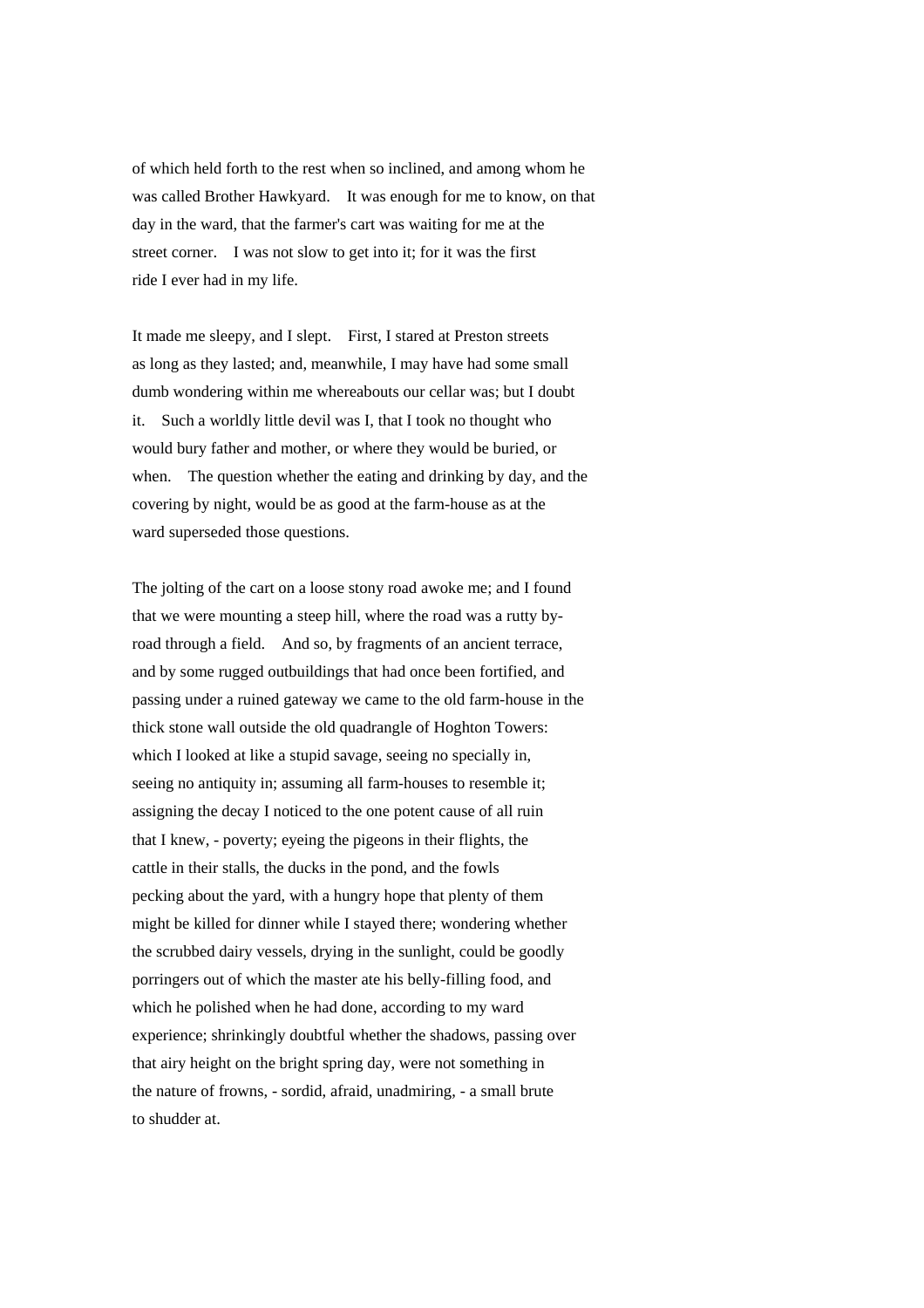of which held forth to the rest when so inclined, and among whom he was called Brother Hawkyard. It was enough for me to know, on that day in the ward, that the farmer's cart was waiting for me at the street corner. I was not slow to get into it; for it was the first ride I ever had in my life.

It made me sleepy, and I slept. First, I stared at Preston streets as long as they lasted; and, meanwhile, I may have had some small dumb wondering within me whereabouts our cellar was; but I doubt it. Such a worldly little devil was I, that I took no thought who would bury father and mother, or where they would be buried, or when. The question whether the eating and drinking by day, and the covering by night, would be as good at the farm-house as at the ward superseded those questions.

The jolting of the cart on a loose stony road awoke me; and I found that we were mounting a steep hill, where the road was a rutty by-road through a field. And so, by fragments of an ancient terrace, and by some rugged outbuildings that had once been fortified, and passing under a ruined gateway we came to the old farm-house in the thick stone wall outside the old quadrangle of Hoghton Towers: which I looked at like a stupid savage, seeing no specially in, seeing no antiquity in; assuming all farm-houses to resemble it; assigning the decay I noticed to the one potent cause of all ruin that I knew, - poverty; eyeing the pigeons in their flights, the cattle in their stalls, the ducks in the pond, and the fowls pecking about the yard, with a hungry hope that plenty of them might be killed for dinner while I stayed there; wondering whether the scrubbed dairy vessels, drying in the sunlight, could be goodly porringers out of which the master ate his belly-filling food, and which he polished when he had done, according to my ward experience; shrinkingly doubtful whether the shadows, passing over that airy height on the bright spring day, were not something in the nature of frowns, - sordid, afraid, unadmiring, - a small brute to shudder at.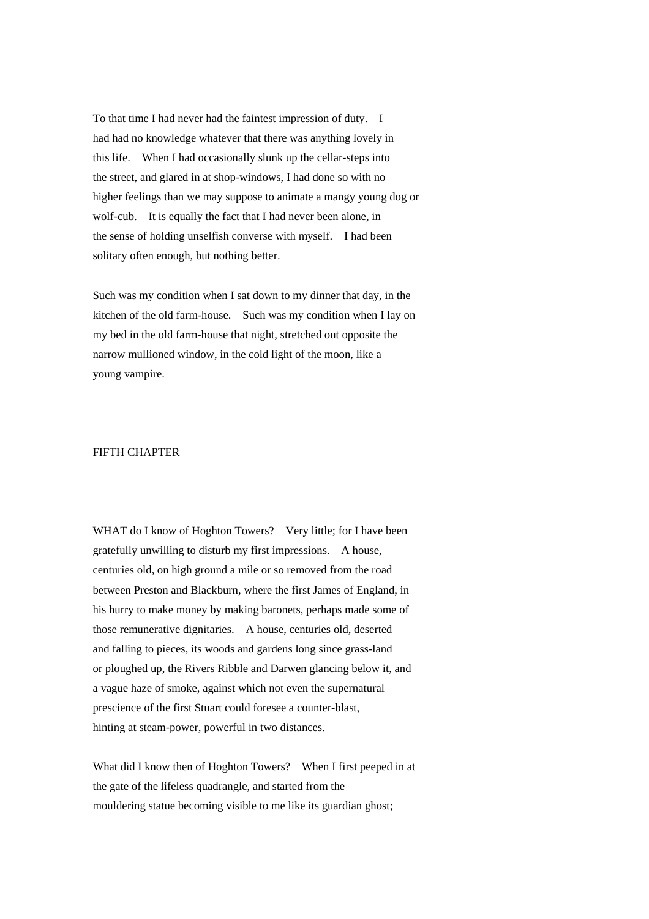To that time I had never had the faintest impression of duty. I had had no knowledge whatever that there was anything lovely in this life. When I had occasionally slunk up the cellar-steps into the street, and glared in at shop-windows, I had done so with no higher feelings than we may suppose to animate a mangy young dog or wolf-cub. It is equally the fact that I had never been alone, in the sense of holding unselfish converse with myself. I had been solitary often enough, but nothing better.

Such was my condition when I sat down to my dinner that day, in the kitchen of the old farm-house. Such was my condition when I lay on my bed in the old farm-house that night, stretched out opposite the narrow mullioned window, in the cold light of the moon, like a young vampire.

## FIFTH CHAPTER

WHAT do I know of Hoghton Towers? Very little; for I have been gratefully unwilling to disturb my first impressions. A house, centuries old, on high ground a mile or so removed from the road between Preston and Blackburn, where the first James of England, in his hurry to make money by making baronets, perhaps made some of those remunerative dignitaries. A house, centuries old, deserted and falling to pieces, its woods and gardens long since grass-land or ploughed up, the Rivers Ribble and Darwen glancing below it, and a vague haze of smoke, against which not even the supernatural prescience of the first Stuart could foresee a counter-blast, hinting at steam-power, powerful in two distances.

What did I know then of Hoghton Towers? When I first peeped in at the gate of the lifeless quadrangle, and started from the mouldering statue becoming visible to me like its guardian ghost;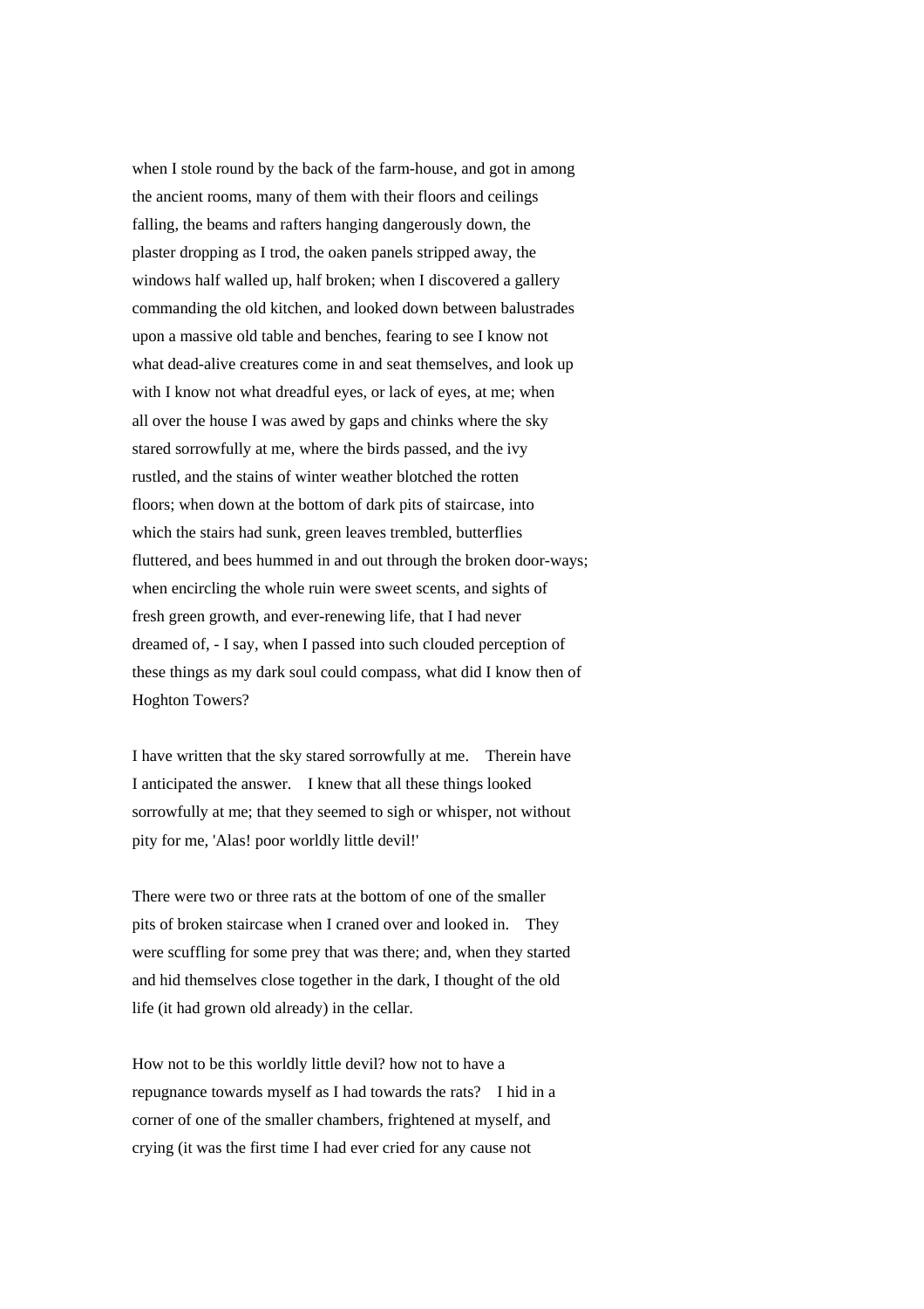when I stole round by the back of the farm-house, and got in among the ancient rooms, many of them with their floors and ceilings falling, the beams and rafters hanging dangerously down, the plaster dropping as I trod, the oaken panels stripped away, the windows half walled up, half broken; when I discovered a gallery commanding the old kitchen, and looked down between balustrades upon a massive old table and benches, fearing to see I know not what dead-alive creatures come in and seat themselves, and look up with I know not what dreadful eyes, or lack of eyes, at me; when all over the house I was awed by gaps and chinks where the sky stared sorrowfully at me, where the birds passed, and the ivy rustled, and the stains of winter weather blotched the rotten floors; when down at the bottom of dark pits of staircase, into which the stairs had sunk, green leaves trembled, butterflies fluttered, and bees hummed in and out through the broken door-ways; when encircling the whole ruin were sweet scents, and sights of fresh green growth, and ever-renewing life, that I had never dreamed of, - I say, when I passed into such clouded perception of these things as my dark soul could compass, what did I know then of Hoghton Towers?

I have written that the sky stared sorrowfully at me. Therein have I anticipated the answer. I knew that all these things looked sorrowfully at me; that they seemed to sigh or whisper, not without pity for me, 'Alas! poor worldly little devil!'

There were two or three rats at the bottom of one of the smaller pits of broken staircase when I craned over and looked in. They were scuffling for some prey that was there; and, when they started and hid themselves close together in the dark, I thought of the old life (it had grown old already) in the cellar.

How not to be this worldly little devil? how not to have a repugnance towards myself as I had towards the rats? I hid in a corner of one of the smaller chambers, frightened at myself, and crying (it was the first time I had ever cried for any cause not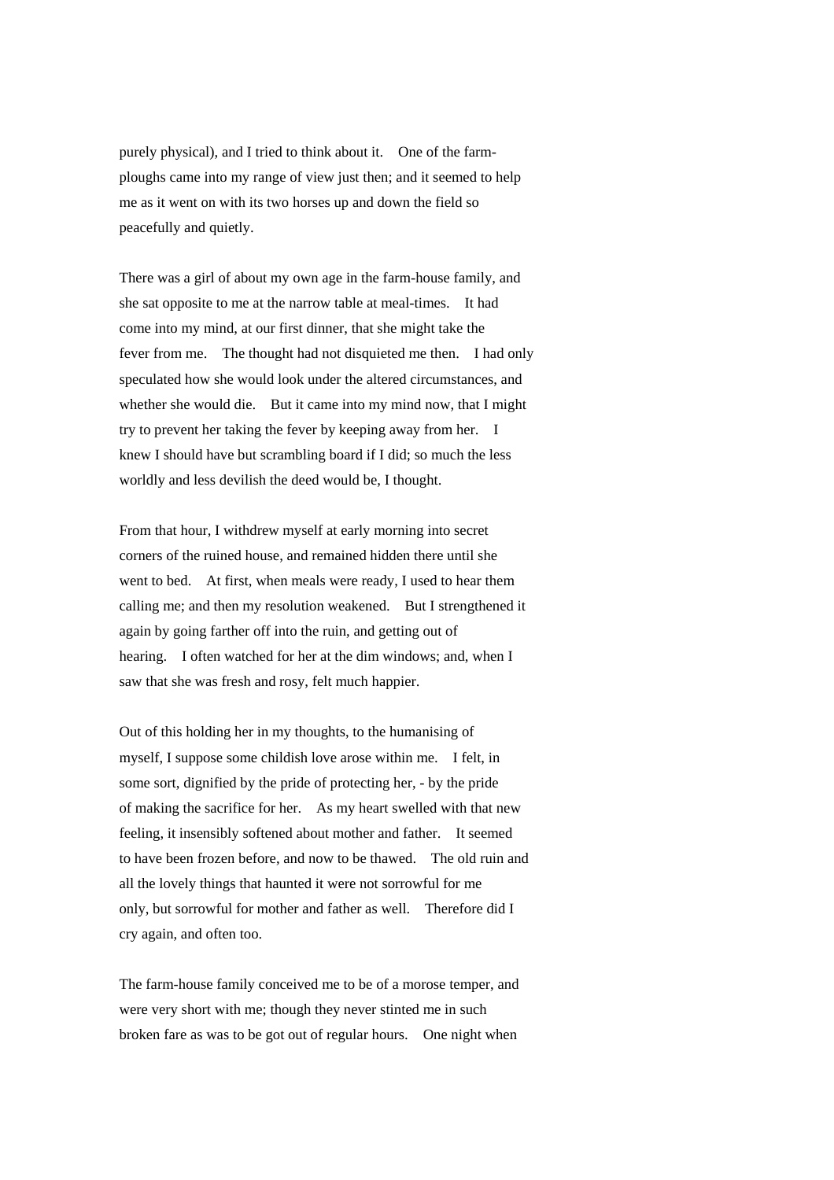purely physical), and I tried to think about it. One of the farm-ploughs came into my range of view just then; and it seemed to help me as it went on with its two horses up and down the field so peacefully and quietly.

There was a girl of about my own age in the farm-house family, and she sat opposite to me at the narrow table at meal-times. It had come into my mind, at our first dinner, that she might take the fever from me. The thought had not disquieted me then. I had only speculated how she would look under the altered circumstances, and whether she would die. But it came into my mind now, that I might try to prevent her taking the fever by keeping away from her. I knew I should have but scrambling board if I did; so much the less worldly and less devilish the deed would be, I thought.

From that hour, I withdrew myself at early morning into secret corners of the ruined house, and remained hidden there until she went to bed. At first, when meals were ready, I used to hear them calling me; and then my resolution weakened. But I strengthened it again by going farther off into the ruin, and getting out of hearing. I often watched for her at the dim windows; and, when I saw that she was fresh and rosy, felt much happier.

Out of this holding her in my thoughts, to the humanising of myself, I suppose some childish love arose within me. I felt, in some sort, dignified by the pride of protecting her, - by the pride of making the sacrifice for her. As my heart swelled with that new feeling, it insensibly softened about mother and father. It seemed to have been frozen before, and now to be thawed. The old ruin and all the lovely things that haunted it were not sorrowful for me only, but sorrowful for mother and father as well. Therefore did I cry again, and often too.

The farm-house family conceived me to be of a morose temper, and were very short with me; though they never stinted me in such broken fare as was to be got out of regular hours. One night when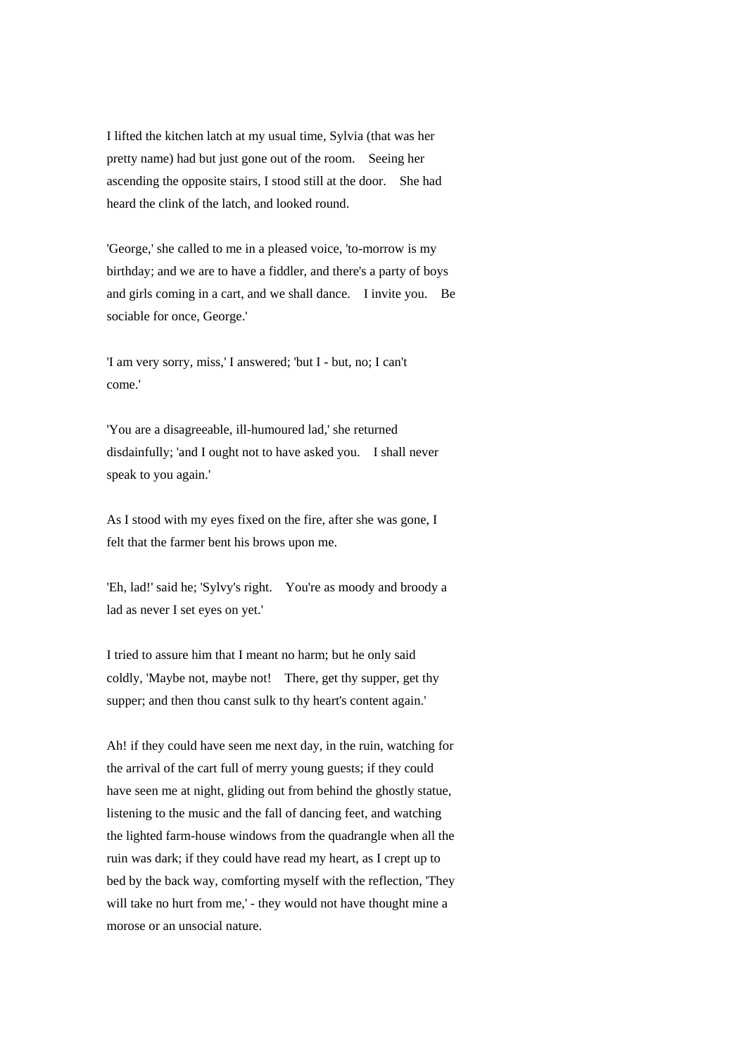I lifted the kitchen latch at my usual time, Sylvia (that was her pretty name) had but just gone out of the room. Seeing her ascending the opposite stairs, I stood still at the door. She had heard the clink of the latch, and looked round.

'George,' she called to me in a pleased voice, 'to-morrow is my birthday; and we are to have a fiddler, and there's a party of boys and girls coming in a cart, and we shall dance. I invite you. Be sociable for once, George.'

'I am very sorry, miss,' I answered; 'but I - but, no; I can't come.'

'You are a disagreeable, ill-humoured lad,' she returned disdainfully; 'and I ought not to have asked you. I shall never speak to you again.'

As I stood with my eyes fixed on the fire, after she was gone, I felt that the farmer bent his brows upon me.

'Eh, lad!' said he; 'Sylvy's right. You're as moody and broody a lad as never I set eyes on yet.'

I tried to assure him that I meant no harm; but he only said coldly, 'Maybe not, maybe not! There, get thy supper, get thy supper; and then thou canst sulk to thy heart's content again.'

Ah! if they could have seen me next day, in the ruin, watching for the arrival of the cart full of merry young guests; if they could have seen me at night, gliding out from behind the ghostly statue, listening to the music and the fall of dancing feet, and watching the lighted farm-house windows from the quadrangle when all the ruin was dark; if they could have read my heart, as I crept up to bed by the back way, comforting myself with the reflection, 'They will take no hurt from me,' - they would not have thought mine a morose or an unsocial nature.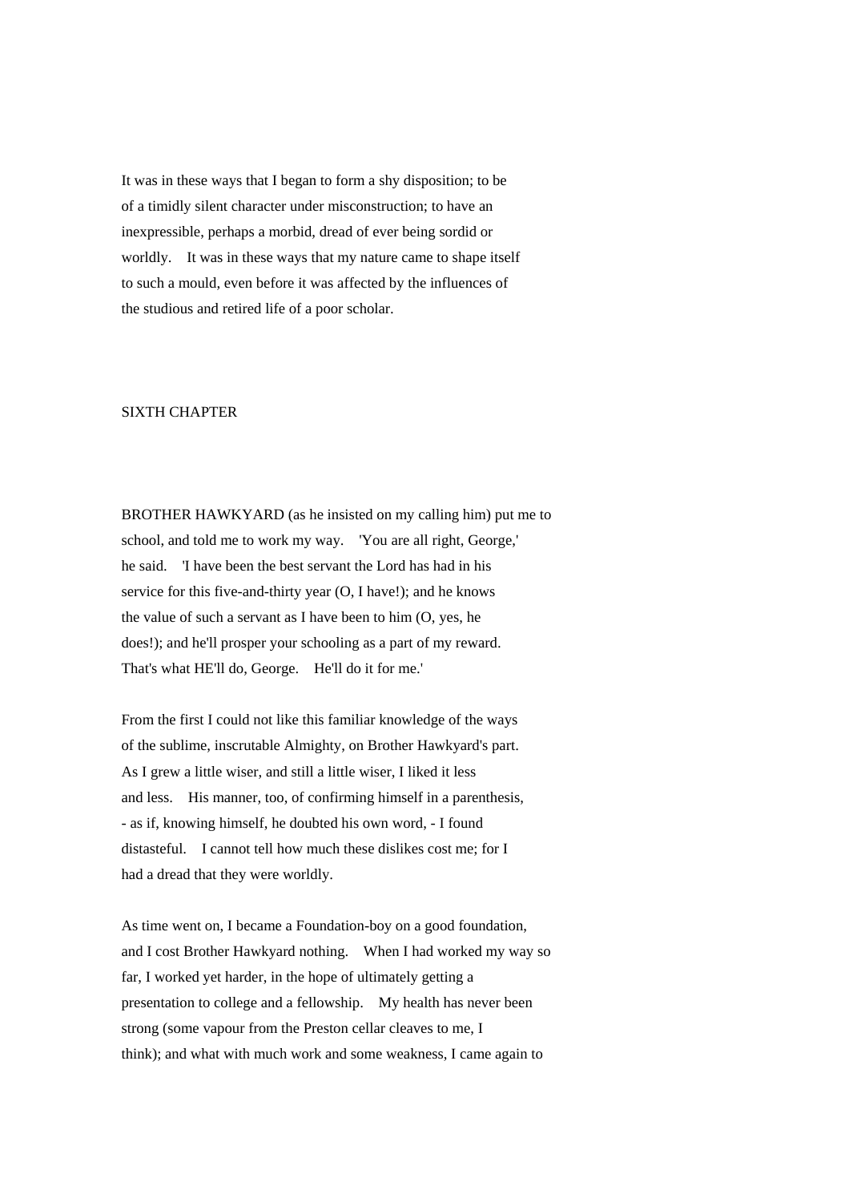It was in these ways that I began to form a shy disposition; to be of a timidly silent character under misconstruction; to have an inexpressible, perhaps a morbid, dread of ever being sordid or worldly. It was in these ways that my nature came to shape itself to such a mould, even before it was affected by the influences of the studious and retired life of a poor scholar.

## SIXTH CHAPTER

BROTHER HAWKYARD (as he insisted on my calling him) put me to school, and told me to work my way. 'You are all right, George,' he said. 'I have been the best servant the Lord has had in his service for this five-and-thirty year (O, I have!); and he knows the value of such a servant as I have been to him (O, yes, he does!); and he'll prosper your schooling as a part of my reward. That's what HE'll do, George. He'll do it for me.'

From the first I could not like this familiar knowledge of the ways of the sublime, inscrutable Almighty, on Brother Hawkyard's part. As I grew a little wiser, and still a little wiser, I liked it less and less. His manner, too, of confirming himself in a parenthesis, - as if, knowing himself, he doubted his own word, - I found distasteful. I cannot tell how much these dislikes cost me; for I had a dread that they were worldly.

As time went on, I became a Foundation-boy on a good foundation, and I cost Brother Hawkyard nothing. When I had worked my way so far, I worked yet harder, in the hope of ultimately getting a presentation to college and a fellowship. My health has never been strong (some vapour from the Preston cellar cleaves to me, I think); and what with much work and some weakness, I came again to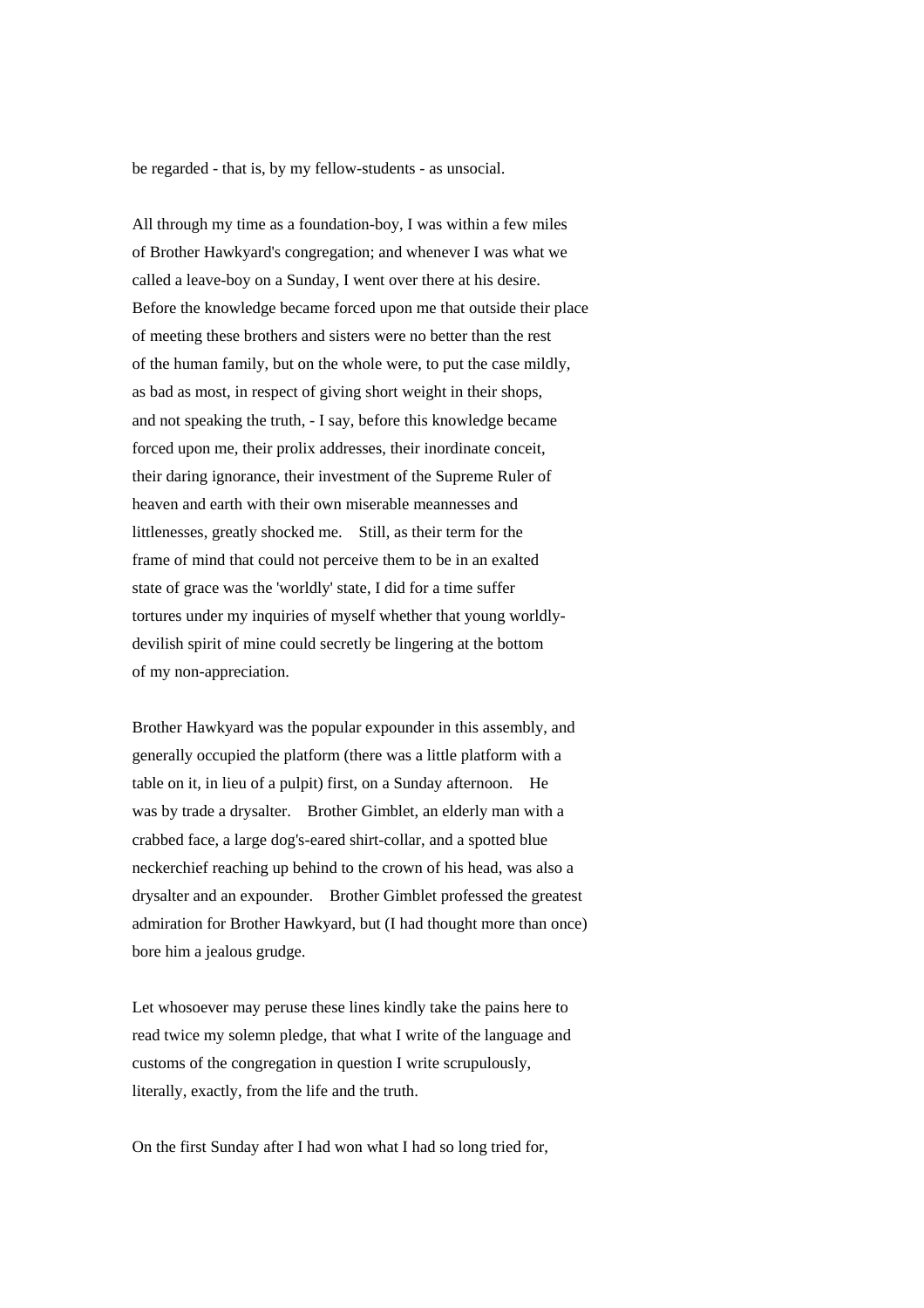be regarded - that is, by my fellow-students - as unsocial.

All through my time as a foundation-boy, I was within a few miles of Brother Hawkyard's congregation; and whenever I was what we called a leave-boy on a Sunday, I went over there at his desire. Before the knowledge became forced upon me that outside their place of meeting these brothers and sisters were no better than the rest of the human family, but on the whole were, to put the case mildly, as bad as most, in respect of giving short weight in their shops, and not speaking the truth, - I say, before this knowledge became forced upon me, their prolix addresses, their inordinate conceit, their daring ignorance, their investment of the Supreme Ruler of heaven and earth with their own miserable meannesses and littlenesses, greatly shocked me. Still, as their term for the frame of mind that could not perceive them to be in an exalted state of grace was the 'worldly' state, I did for a time suffer tortures under my inquiries of myself whether that young worldly-devilish spirit of mine could secretly be lingering at the bottom of my non-appreciation.

Brother Hawkyard was the popular expounder in this assembly, and generally occupied the platform (there was a little platform with a table on it, in lieu of a pulpit) first, on a Sunday afternoon. He was by trade a drysalter. Brother Gimblet, an elderly man with a crabbed face, a large dog's-eared shirt-collar, and a spotted blue neckerchief reaching up behind to the crown of his head, was also a drysalter and an expounder. Brother Gimblet professed the greatest admiration for Brother Hawkyard, but (I had thought more than once) bore him a jealous grudge.

Let whosoever may peruse these lines kindly take the pains here to read twice my solemn pledge, that what I write of the language and customs of the congregation in question I write scrupulously, literally, exactly, from the life and the truth.

On the first Sunday after I had won what I had so long tried for,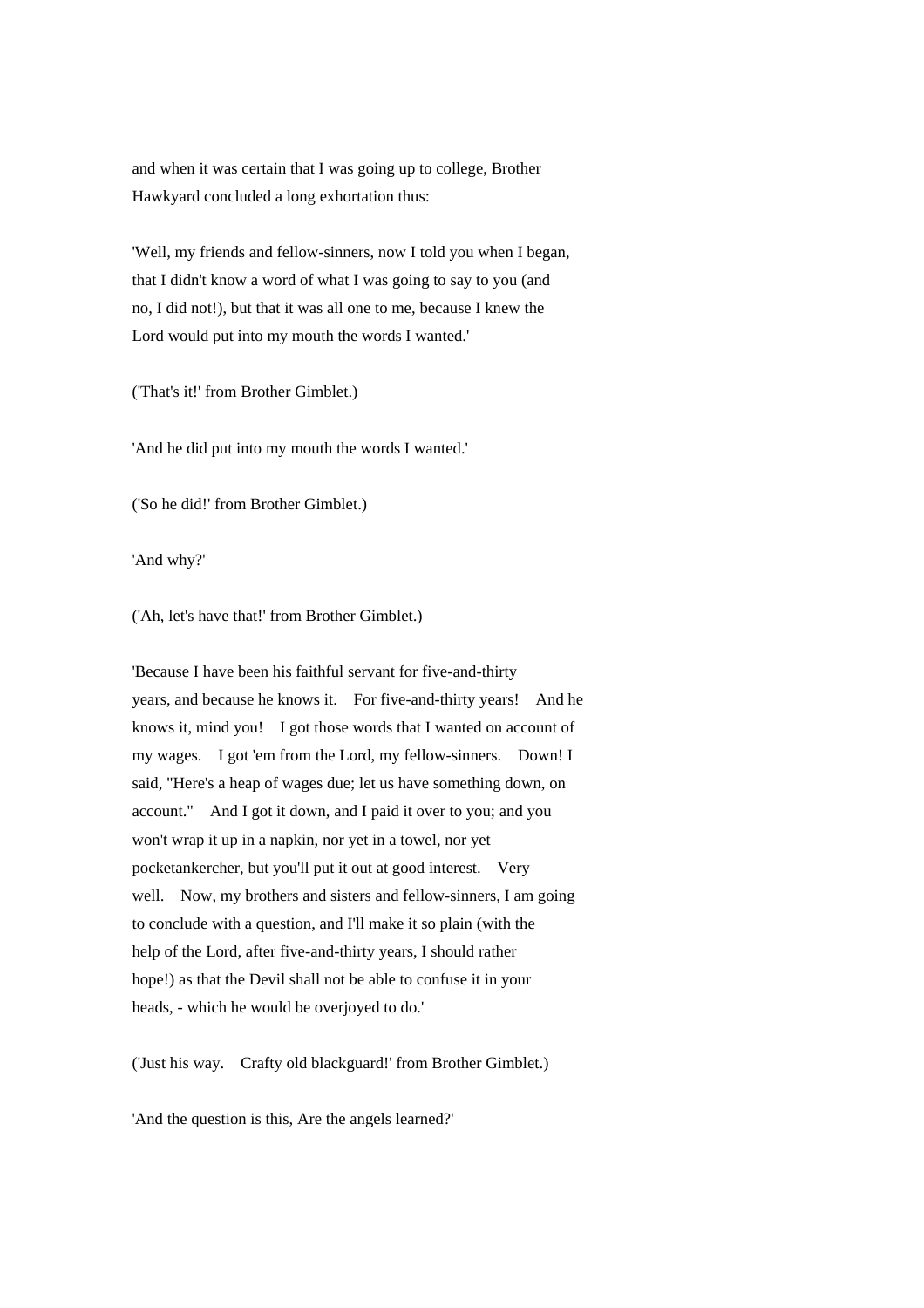and when it was certain that I was going up to college, Brother Hawkyard concluded a long exhortation thus:

'Well, my friends and fellow-sinners, now I told you when I began, that I didn't know a word of what I was going to say to you (and no, I did not!), but that it was all one to me, because I knew the Lord would put into my mouth the words I wanted.'

('That's it!' from Brother Gimblet.)

'And he did put into my mouth the words I wanted.'

('So he did!' from Brother Gimblet.)

'And why?'

('Ah, let's have that!' from Brother Gimblet.)

'Because I have been his faithful servant for five-and-thirty years, and because he knows it. For five-and-thirty years! And he knows it, mind you! I got those words that I wanted on account of my wages. I got 'em from the Lord, my fellow-sinners. Down! I said, "Here's a heap of wages due; let us have something down, on account." And I got it down, and I paid it over to you; and you won't wrap it up in a napkin, nor yet in a towel, nor yet pocketankercher, but you'll put it out at good interest. Very well. Now, my brothers and sisters and fellow-sinners, I am going to conclude with a question, and I'll make it so plain (with the help of the Lord, after five-and-thirty years, I should rather hope!) as that the Devil shall not be able to confuse it in your heads, - which he would be overjoyed to do.'

('Just his way. Crafty old blackguard!' from Brother Gimblet.)

'And the question is this, Are the angels learned?'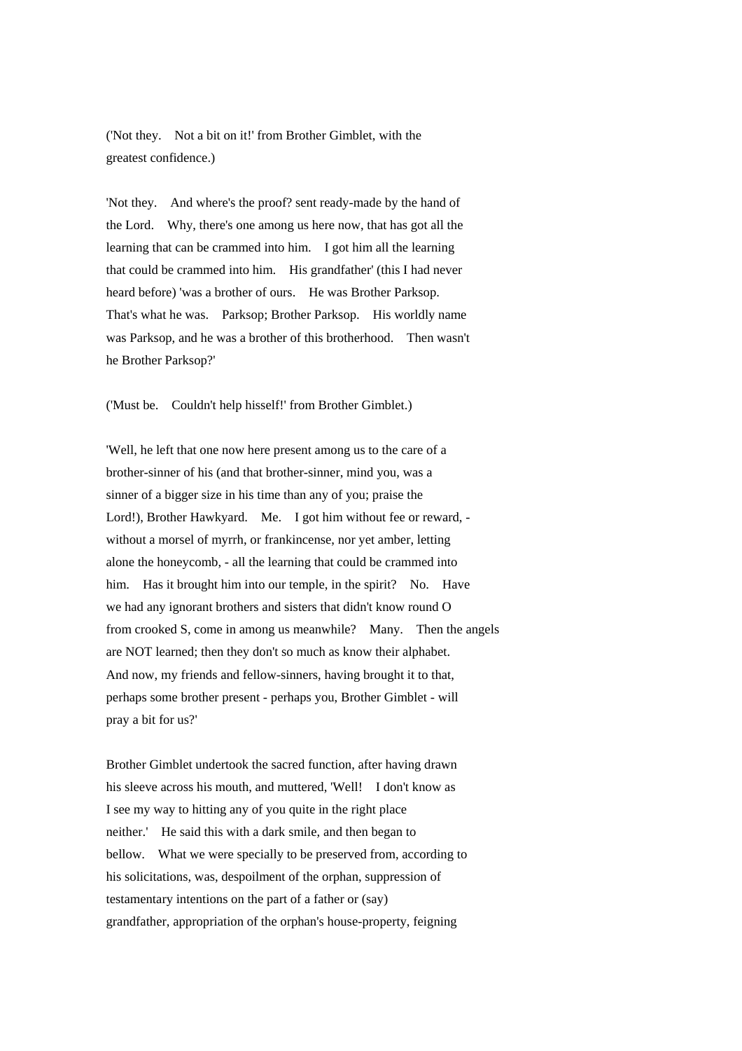('Not they. Not a bit on it!' from Brother Gimblet, with the greatest confidence.)

'Not they. And where's the proof? sent ready-made by the hand of the Lord. Why, there's one among us here now, that has got all the learning that can be crammed into him. I got him all the learning that could be crammed into him. His grandfather' (this I had never heard before) 'was a brother of ours. He was Brother Parksop. That's what he was. Parksop; Brother Parksop. His worldly name was Parksop, and he was a brother of this brotherhood. Then wasn't he Brother Parksop?'

('Must be. Couldn't help hisself!' from Brother Gimblet.)

'Well, he left that one now here present among us to the care of a brother-sinner of his (and that brother-sinner, mind you, was a sinner of a bigger size in his time than any of you; praise the Lord!), Brother Hawkyard. Me. I got him without fee or reward, - without a morsel of myrrh, or frankincense, nor yet amber, letting alone the honeycomb, - all the learning that could be crammed into him. Has it brought him into our temple, in the spirit? No. Have we had any ignorant brothers and sisters that didn't know round O from crooked S, come in among us meanwhile? Many. Then the angels are NOT learned; then they don't so much as know their alphabet. And now, my friends and fellow-sinners, having brought it to that, perhaps some brother present - perhaps you, Brother Gimblet - will pray a bit for us?'

Brother Gimblet undertook the sacred function, after having drawn his sleeve across his mouth, and muttered, 'Well! I don't know as I see my way to hitting any of you quite in the right place neither.' He said this with a dark smile, and then began to bellow. What we were specially to be preserved from, according to his solicitations, was, despoilment of the orphan, suppression of testamentary intentions on the part of a father or (say) grandfather, appropriation of the orphan's house-property, feigning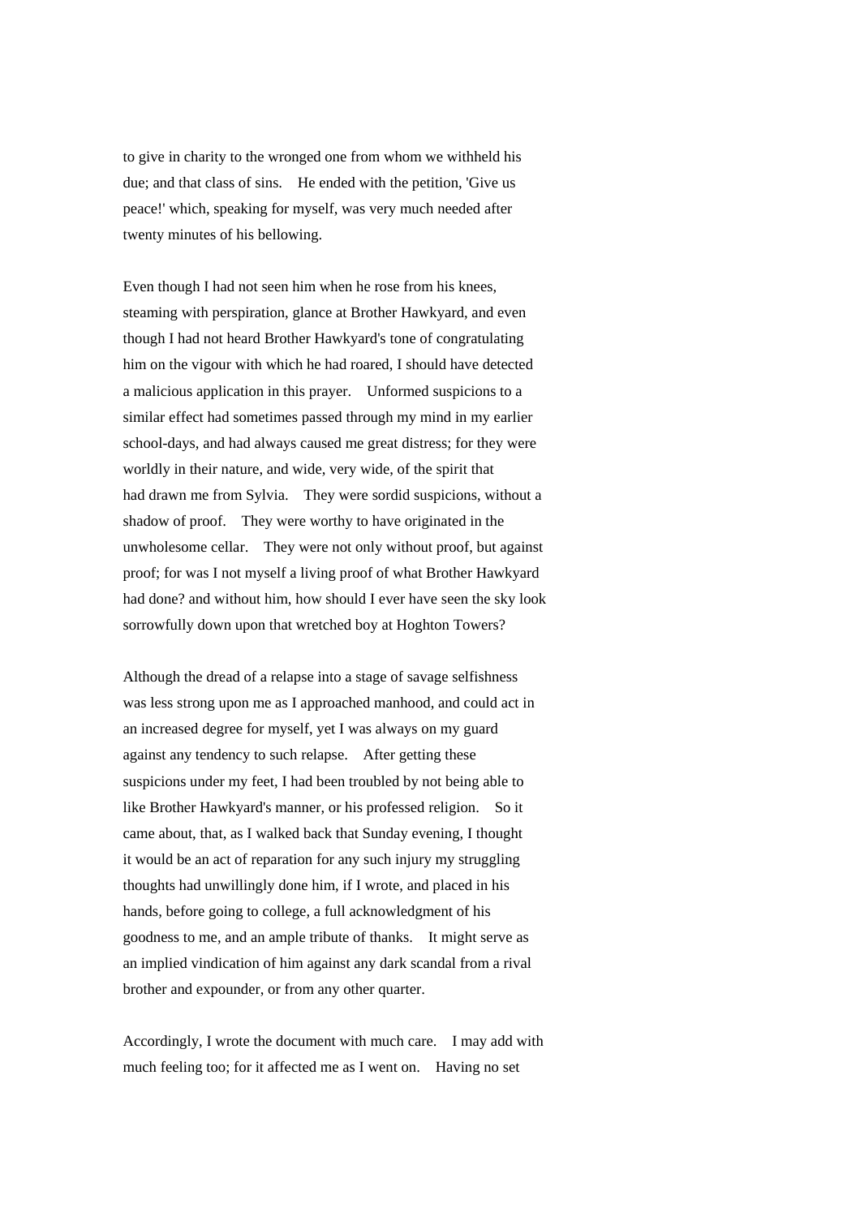to give in charity to the wronged one from whom we withheld his due; and that class of sins. He ended with the petition, 'Give us peace!' which, speaking for myself, was very much needed after twenty minutes of his bellowing.

Even though I had not seen him when he rose from his knees, steaming with perspiration, glance at Brother Hawkyard, and even though I had not heard Brother Hawkyard's tone of congratulating him on the vigour with which he had roared, I should have detected a malicious application in this prayer. Unformed suspicions to a similar effect had sometimes passed through my mind in my earlier school-days, and had always caused me great distress; for they were worldly in their nature, and wide, very wide, of the spirit that had drawn me from Sylvia. They were sordid suspicions, without a shadow of proof. They were worthy to have originated in the unwholesome cellar. They were not only without proof, but against proof; for was I not myself a living proof of what Brother Hawkyard had done? and without him, how should I ever have seen the sky look sorrowfully down upon that wretched boy at Hoghton Towers?

Although the dread of a relapse into a stage of savage selfishness was less strong upon me as I approached manhood, and could act in an increased degree for myself, yet I was always on my guard against any tendency to such relapse. After getting these suspicions under my feet, I had been troubled by not being able to like Brother Hawkyard's manner, or his professed religion. So it came about, that, as I walked back that Sunday evening, I thought it would be an act of reparation for any such injury my struggling thoughts had unwillingly done him, if I wrote, and placed in his hands, before going to college, a full acknowledgment of his goodness to me, and an ample tribute of thanks. It might serve as an implied vindication of him against any dark scandal from a rival brother and expounder, or from any other quarter.

Accordingly, I wrote the document with much care. I may add with much feeling too; for it affected me as I went on. Having no set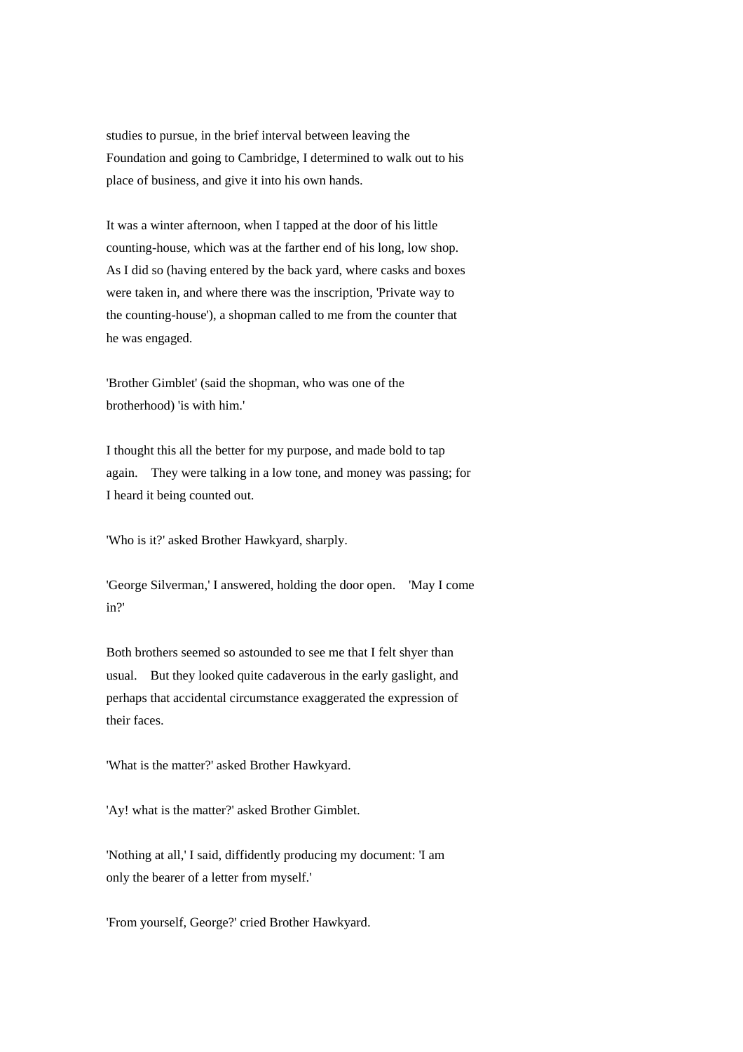studies to pursue, in the brief interval between leaving the Foundation and going to Cambridge, I determined to walk out to his place of business, and give it into his own hands.

It was a winter afternoon, when I tapped at the door of his little counting-house, which was at the farther end of his long, low shop. As I did so (having entered by the back yard, where casks and boxes were taken in, and where there was the inscription, 'Private way to the counting-house'), a shopman called to me from the counter that he was engaged.

'Brother Gimblet' (said the shopman, who was one of the brotherhood) 'is with him.'

I thought this all the better for my purpose, and made bold to tap again. They were talking in a low tone, and money was passing; for I heard it being counted out.

'Who is it?' asked Brother Hawkyard, sharply.

'George Silverman,' I answered, holding the door open. 'May I come in?'

Both brothers seemed so astounded to see me that I felt shyer than usual. But they looked quite cadaverous in the early gaslight, and perhaps that accidental circumstance exaggerated the expression of their faces.

'What is the matter?' asked Brother Hawkyard.

'Ay! what is the matter?' asked Brother Gimblet.

'Nothing at all,' I said, diffidently producing my document: 'I am only the bearer of a letter from myself.'

'From yourself, George?' cried Brother Hawkyard.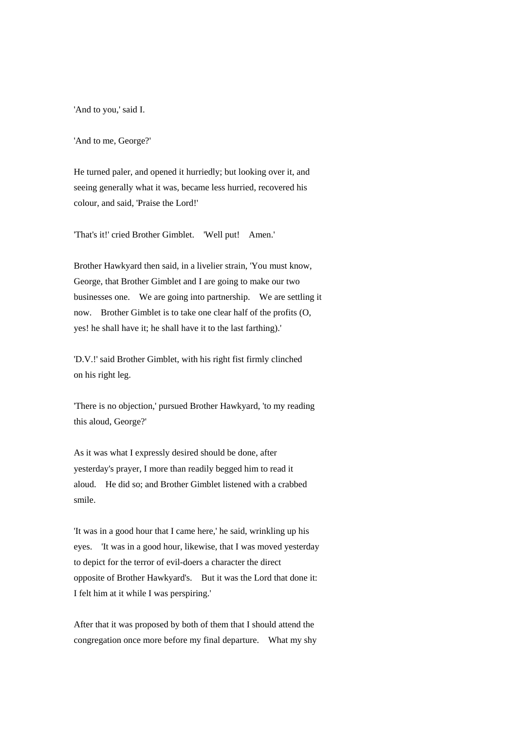'And to you,' said I.

'And to me, George?'

He turned paler, and opened it hurriedly; but looking over it, and seeing generally what it was, became less hurried, recovered his colour, and said, 'Praise the Lord!'

'That's it!' cried Brother Gimblet. 'Well put! Amen.'

Brother Hawkyard then said, in a livelier strain, 'You must know, George, that Brother Gimblet and I are going to make our two businesses one. We are going into partnership. We are settling it now. Brother Gimblet is to take one clear half of the profits (O, yes! he shall have it; he shall have it to the last farthing).'

'D.V.!' said Brother Gimblet, with his right fist firmly clinched on his right leg.

'There is no objection,' pursued Brother Hawkyard, 'to my reading this aloud, George?'

As it was what I expressly desired should be done, after yesterday's prayer, I more than readily begged him to read it aloud. He did so; and Brother Gimblet listened with a crabbed smile.

'It was in a good hour that I came here,' he said, wrinkling up his eyes. 'It was in a good hour, likewise, that I was moved yesterday to depict for the terror of evil-doers a character the direct opposite of Brother Hawkyard's. But it was the Lord that done it: I felt him at it while I was perspiring.'

After that it was proposed by both of them that I should attend the congregation once more before my final departure. What my shy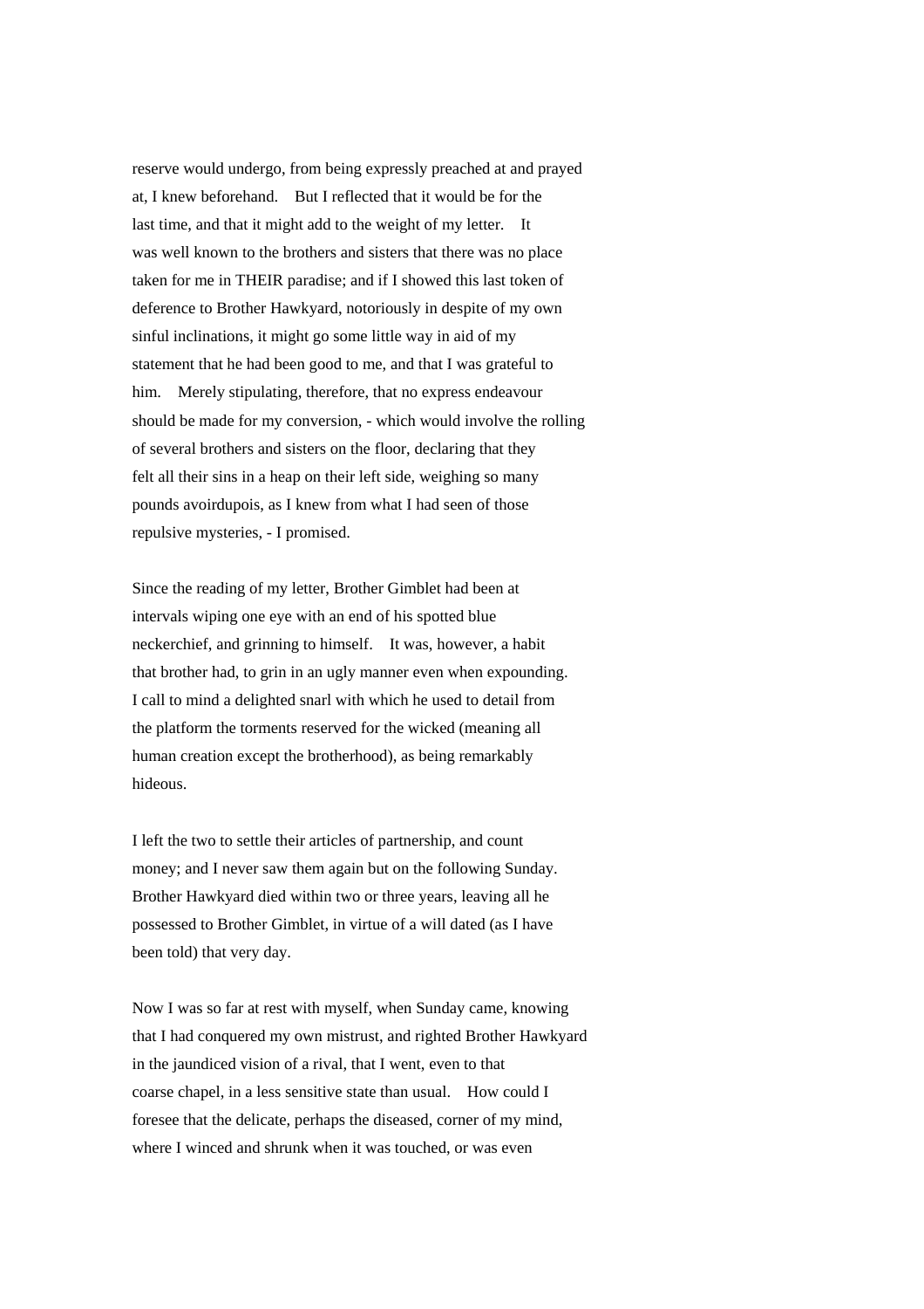reserve would undergo, from being expressly preached at and prayed at, I knew beforehand. But I reflected that it would be for the last time, and that it might add to the weight of my letter. It was well known to the brothers and sisters that there was no place taken for me in THEIR paradise; and if I showed this last token of deference to Brother Hawkyard, notoriously in despite of my own sinful inclinations, it might go some little way in aid of my statement that he had been good to me, and that I was grateful to him. Merely stipulating, therefore, that no express endeavour should be made for my conversion, - which would involve the rolling of several brothers and sisters on the floor, declaring that they felt all their sins in a heap on their left side, weighing so many pounds avoirdupois, as I knew from what I had seen of those repulsive mysteries, - I promised.

Since the reading of my letter, Brother Gimblet had been at intervals wiping one eye with an end of his spotted blue neckerchief, and grinning to himself. It was, however, a habit that brother had, to grin in an ugly manner even when expounding. I call to mind a delighted snarl with which he used to detail from the platform the torments reserved for the wicked (meaning all human creation except the brotherhood), as being remarkably hideous.

I left the two to settle their articles of partnership, and count money; and I never saw them again but on the following Sunday. Brother Hawkyard died within two or three years, leaving all he possessed to Brother Gimblet, in virtue of a will dated (as I have been told) that very day.

Now I was so far at rest with myself, when Sunday came, knowing that I had conquered my own mistrust, and righted Brother Hawkyard in the jaundiced vision of a rival, that I went, even to that coarse chapel, in a less sensitive state than usual. How could I foresee that the delicate, perhaps the diseased, corner of my mind, where I winced and shrunk when it was touched, or was even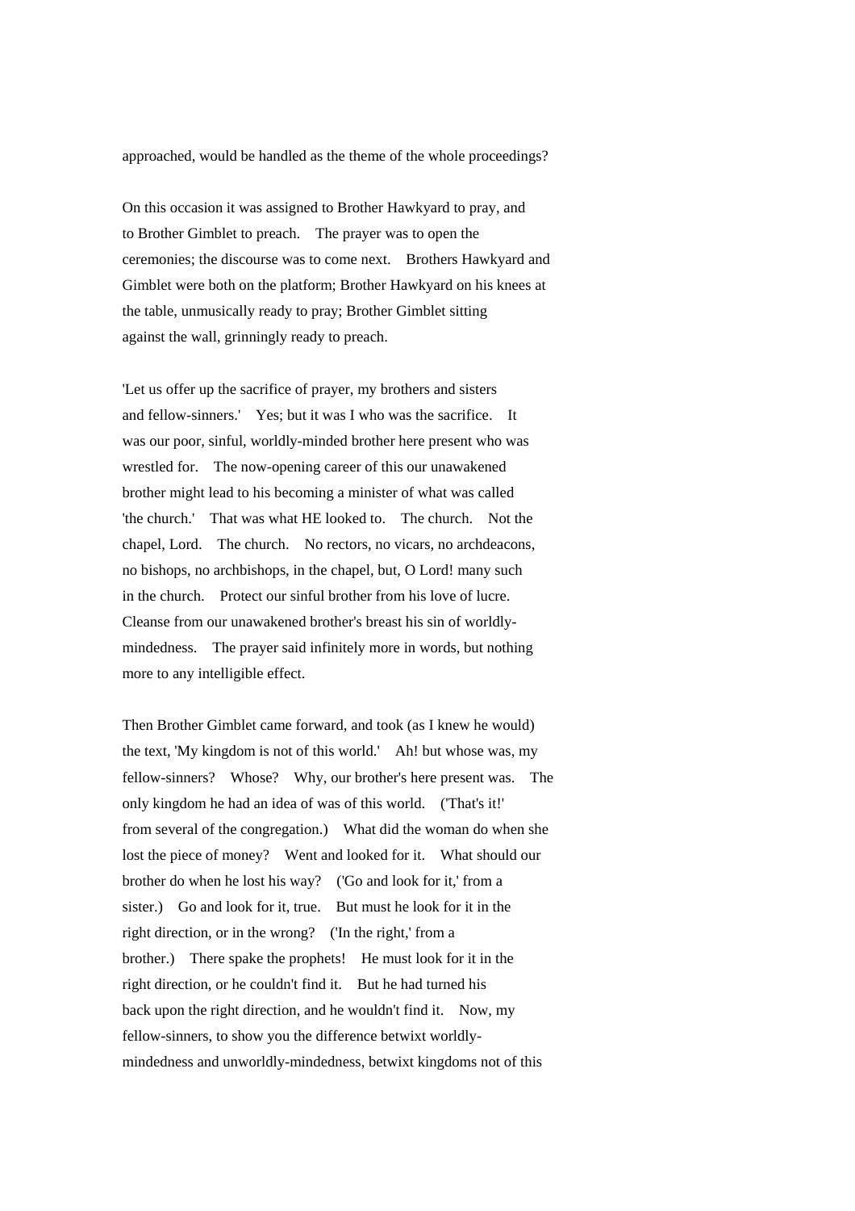approached, would be handled as the theme of the whole proceedings?

On this occasion it was assigned to Brother Hawkyard to pray, and to Brother Gimblet to preach. The prayer was to open the ceremonies; the discourse was to come next. Brothers Hawkyard and Gimblet were both on the platform; Brother Hawkyard on his knees at the table, unmusically ready to pray; Brother Gimblet sitting against the wall, grinningly ready to preach.

'Let us offer up the sacrifice of prayer, my brothers and sisters and fellow-sinners.' Yes; but it was I who was the sacrifice. It was our poor, sinful, worldly-minded brother here present who was wrestled for. The now-opening career of this our unawakened brother might lead to his becoming a minister of what was called 'the church.' That was what HE looked to. The church. Not the chapel, Lord. The church. No rectors, no vicars, no archdeacons, no bishops, no archbishops, in the chapel, but, O Lord! many such in the church. Protect our sinful brother from his love of lucre. Cleanse from our unawakened brother's breast his sin of worldly-mindedness. The prayer said infinitely more in words, but nothing more to any intelligible effect.

Then Brother Gimblet came forward, and took (as I knew he would) the text, 'My kingdom is not of this world.' Ah! but whose was, my fellow-sinners? Whose? Why, our brother's here present was. The only kingdom he had an idea of was of this world. ('That's it!' from several of the congregation.) What did the woman do when she lost the piece of money? Went and looked for it. What should our brother do when he lost his way? ('Go and look for it,' from a sister.) Go and look for it, true. But must he look for it in the right direction, or in the wrong? ('In the right,' from a brother.) There spake the prophets! He must look for it in the right direction, or he couldn't find it. But he had turned his back upon the right direction, and he wouldn't find it. Now, my fellow-sinners, to show you the difference betwixt worldly-mindedness and unworldly-mindedness, betwixt kingdoms not of this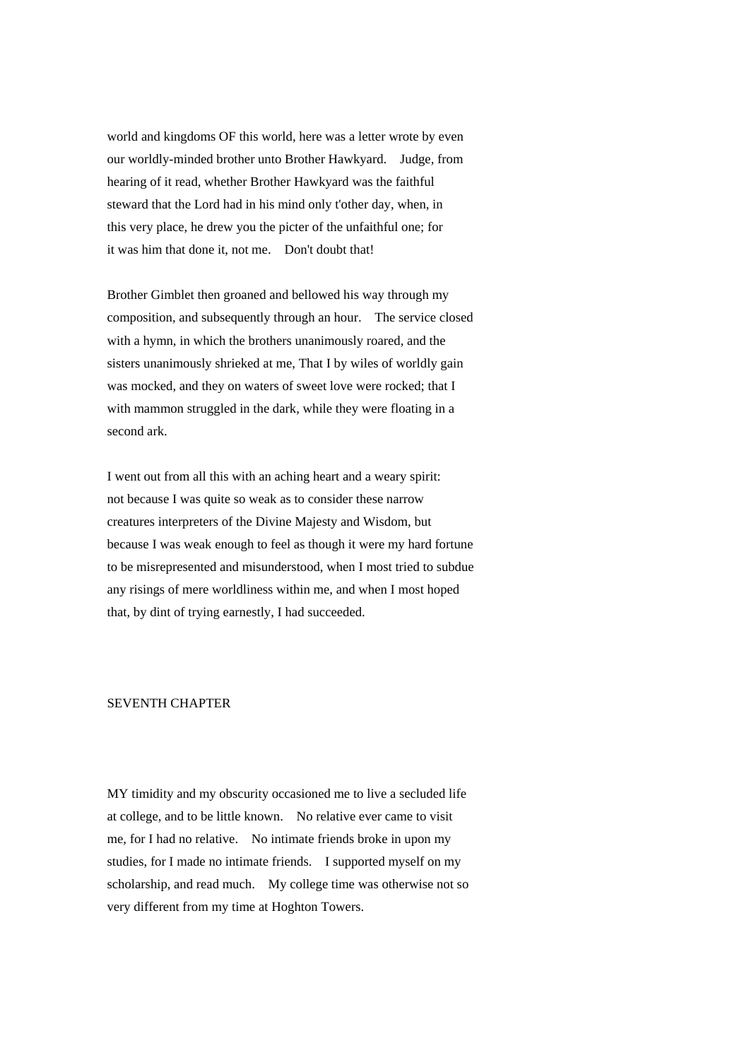world and kingdoms OF this world, here was a letter wrote by even our worldly-minded brother unto Brother Hawkyard. Judge, from hearing of it read, whether Brother Hawkyard was the faithful steward that the Lord had in his mind only t'other day, when, in this very place, he drew you the picter of the unfaithful one; for it was him that done it, not me. Don't doubt that!

Brother Gimblet then groaned and bellowed his way through my composition, and subsequently through an hour. The service closed with a hymn, in which the brothers unanimously roared, and the sisters unanimously shrieked at me, That I by wiles of worldly gain was mocked, and they on waters of sweet love were rocked; that I with mammon struggled in the dark, while they were floating in a second ark.

I went out from all this with an aching heart and a weary spirit: not because I was quite so weak as to consider these narrow creatures interpreters of the Divine Majesty and Wisdom, but because I was weak enough to feel as though it were my hard fortune to be misrepresented and misunderstood, when I most tried to subdue any risings of mere worldliness within me, and when I most hoped that, by dint of trying earnestly, I had succeeded.

## SEVENTH CHAPTER

MY timidity and my obscurity occasioned me to live a secluded life at college, and to be little known. No relative ever came to visit me, for I had no relative. No intimate friends broke in upon my studies, for I made no intimate friends. I supported myself on my scholarship, and read much. My college time was otherwise not so very different from my time at Hoghton Towers.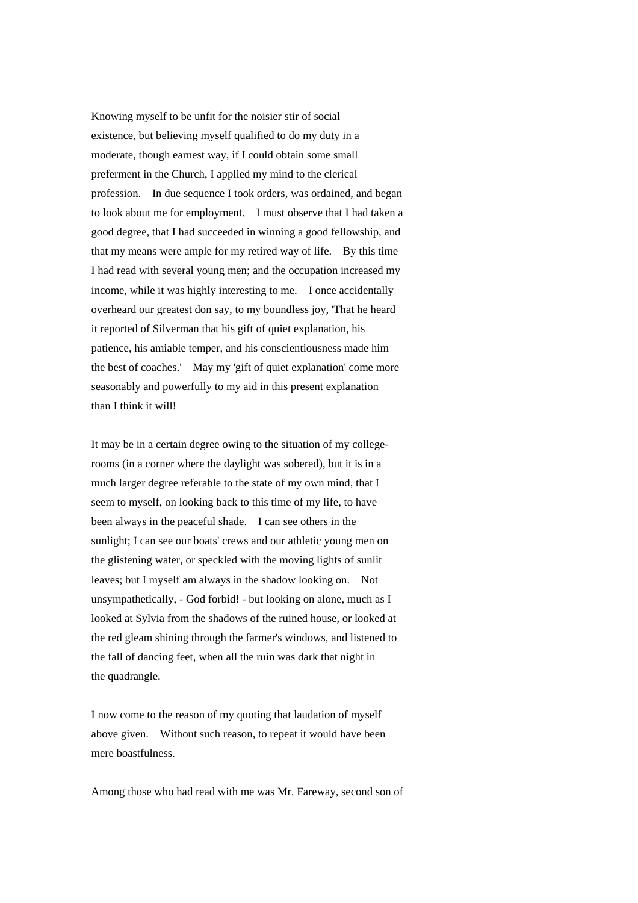Knowing myself to be unfit for the noisier stir of social existence, but believing myself qualified to do my duty in a moderate, though earnest way, if I could obtain some small preferment in the Church, I applied my mind to the clerical profession. In due sequence I took orders, was ordained, and began to look about me for employment. I must observe that I had taken a good degree, that I had succeeded in winning a good fellowship, and that my means were ample for my retired way of life. By this time I had read with several young men; and the occupation increased my income, while it was highly interesting to me. I once accidentally overheard our greatest don say, to my boundless joy, 'That he heard it reported of Silverman that his gift of quiet explanation, his patience, his amiable temper, and his conscientiousness made him the best of coaches.' May my 'gift of quiet explanation' come more seasonably and powerfully to my aid in this present explanation than I think it will!

It may be in a certain degree owing to the situation of my college-rooms (in a corner where the daylight was sobered), but it is in a much larger degree referable to the state of my own mind, that I seem to myself, on looking back to this time of my life, to have been always in the peaceful shade. I can see others in the sunlight; I can see our boats' crews and our athletic young men on the glistening water, or speckled with the moving lights of sunlit leaves; but I myself am always in the shadow looking on. Not unsympathetically, - God forbid! - but looking on alone, much as I looked at Sylvia from the shadows of the ruined house, or looked at the red gleam shining through the farmer's windows, and listened to the fall of dancing feet, when all the ruin was dark that night in the quadrangle.

I now come to the reason of my quoting that laudation of myself above given. Without such reason, to repeat it would have been mere boastfulness.

Among those who had read with me was Mr. Fareway, second son of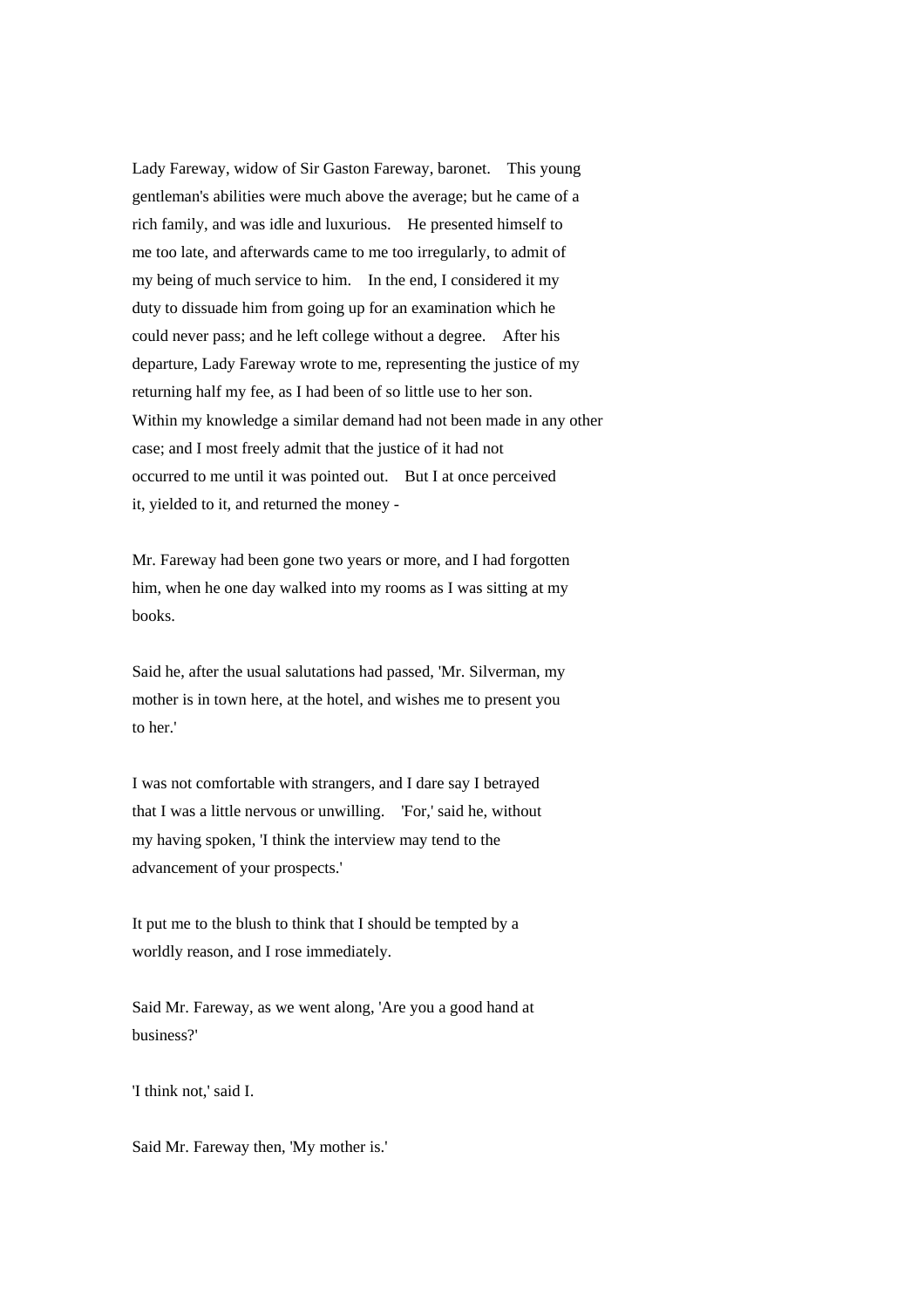Lady Fareway, widow of Sir Gaston Fareway, baronet. This young gentleman's abilities were much above the average; but he came of a rich family, and was idle and luxurious. He presented himself to me too late, and afterwards came to me too irregularly, to admit of my being of much service to him. In the end, I considered it my duty to dissuade him from going up for an examination which he could never pass; and he left college without a degree. After his departure, Lady Fareway wrote to me, representing the justice of my returning half my fee, as I had been of so little use to her son. Within my knowledge a similar demand had not been made in any other case; and I most freely admit that the justice of it had not occurred to me until it was pointed out. But I at once perceived it, yielded to it, and returned the money -

Mr. Fareway had been gone two years or more, and I had forgotten him, when he one day walked into my rooms as I was sitting at my books.

Said he, after the usual salutations had passed, 'Mr. Silverman, my mother is in town here, at the hotel, and wishes me to present you to her.'

I was not comfortable with strangers, and I dare say I betrayed that I was a little nervous or unwilling. 'For,' said he, without my having spoken, 'I think the interview may tend to the advancement of your prospects.'

It put me to the blush to think that I should be tempted by a worldly reason, and I rose immediately.

Said Mr. Fareway, as we went along, 'Are you a good hand at business?'

'I think not,' said I.

Said Mr. Fareway then, 'My mother is.'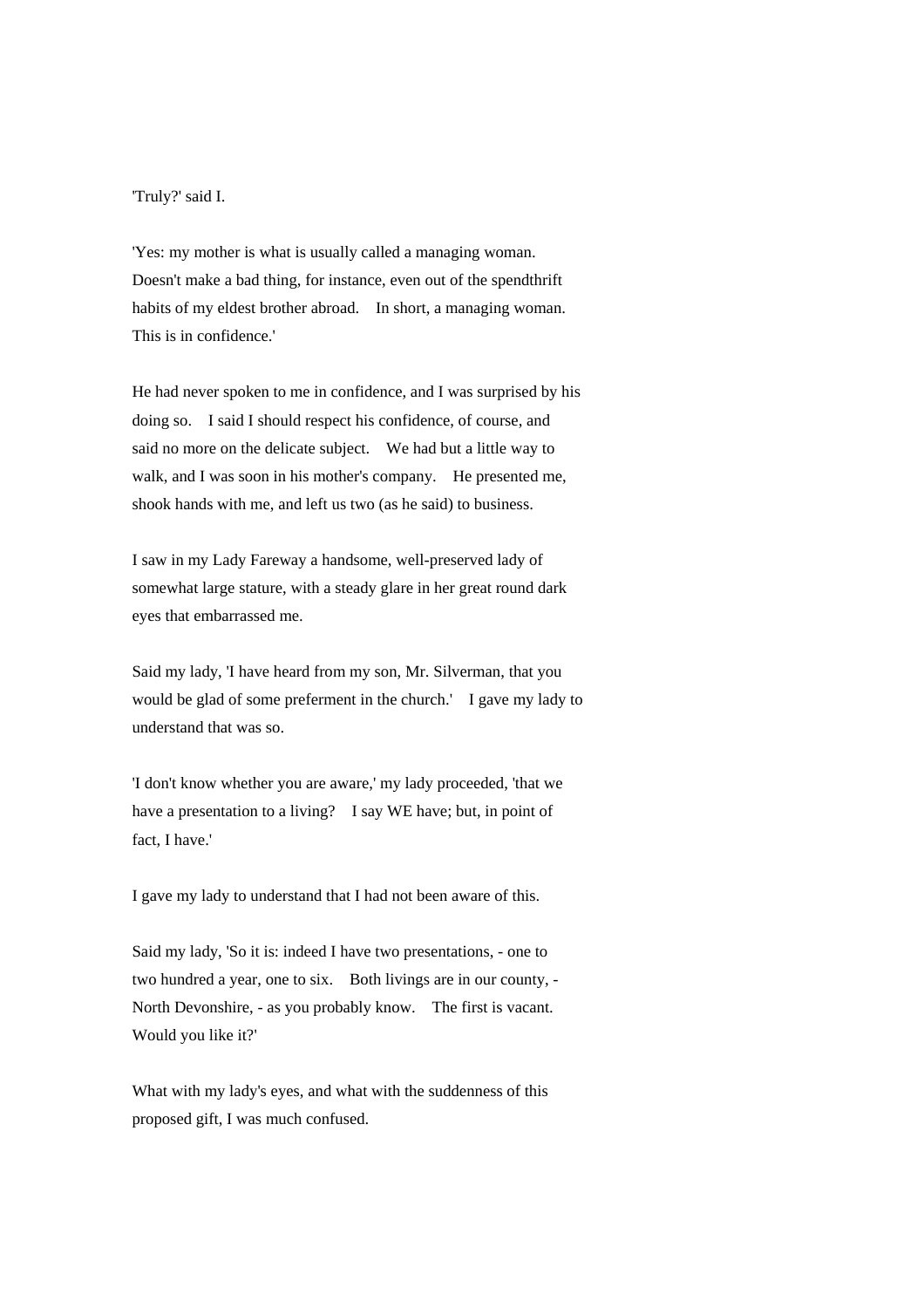'Truly?' said I.

'Yes: my mother is what is usually called a managing woman. Doesn't make a bad thing, for instance, even out of the spendthrift habits of my eldest brother abroad. In short, a managing woman. This is in confidence.'

He had never spoken to me in confidence, and I was surprised by his doing so. I said I should respect his confidence, of course, and said no more on the delicate subject. We had but a little way to walk, and I was soon in his mother's company. He presented me, shook hands with me, and left us two (as he said) to business.

I saw in my Lady Fareway a handsome, well-preserved lady of somewhat large stature, with a steady glare in her great round dark eyes that embarrassed me.

Said my lady, 'I have heard from my son, Mr. Silverman, that you would be glad of some preferment in the church.' I gave my lady to understand that was so.

'I don't know whether you are aware,' my lady proceeded, 'that we have a presentation to a living? I say WE have; but, in point of fact, I have.'

I gave my lady to understand that I had not been aware of this.

Said my lady, 'So it is: indeed I have two presentations, - one to two hundred a year, one to six. Both livings are in our county, - North Devonshire, - as you probably know. The first is vacant. Would you like it?'

What with my lady's eyes, and what with the suddenness of this proposed gift, I was much confused.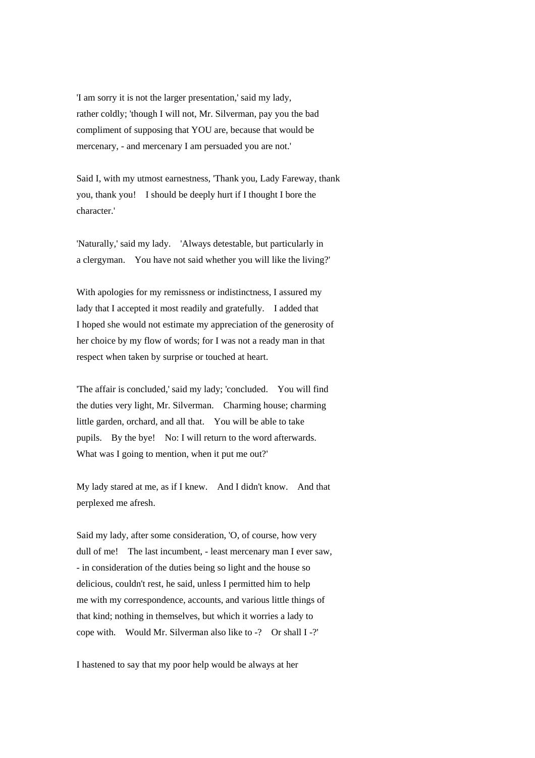'I am sorry it is not the larger presentation,' said my lady, rather coldly; 'though I will not, Mr. Silverman, pay you the bad compliment of supposing that YOU are, because that would be mercenary, - and mercenary I am persuaded you are not.'

Said I, with my utmost earnestness, 'Thank you, Lady Fareway, thank you, thank you! I should be deeply hurt if I thought I bore the character.'

'Naturally,' said my lady. 'Always detestable, but particularly in a clergyman. You have not said whether you will like the living?'

With apologies for my remissness or indistinctness, I assured my lady that I accepted it most readily and gratefully. I added that I hoped she would not estimate my appreciation of the generosity of her choice by my flow of words; for I was not a ready man in that respect when taken by surprise or touched at heart.

'The affair is concluded,' said my lady; 'concluded. You will find the duties very light, Mr. Silverman. Charming house; charming little garden, orchard, and all that. You will be able to take pupils. By the bye! No: I will return to the word afterwards. What was I going to mention, when it put me out?'

My lady stared at me, as if I knew. And I didn't know. And that perplexed me afresh.

Said my lady, after some consideration, 'O, of course, how very dull of me! The last incumbent, - least mercenary man I ever saw, - in consideration of the duties being so light and the house so delicious, couldn't rest, he said, unless I permitted him to help me with my correspondence, accounts, and various little things of that kind; nothing in themselves, but which it worries a lady to cope with. Would Mr. Silverman also like to -? Or shall I -?'

I hastened to say that my poor help would be always at her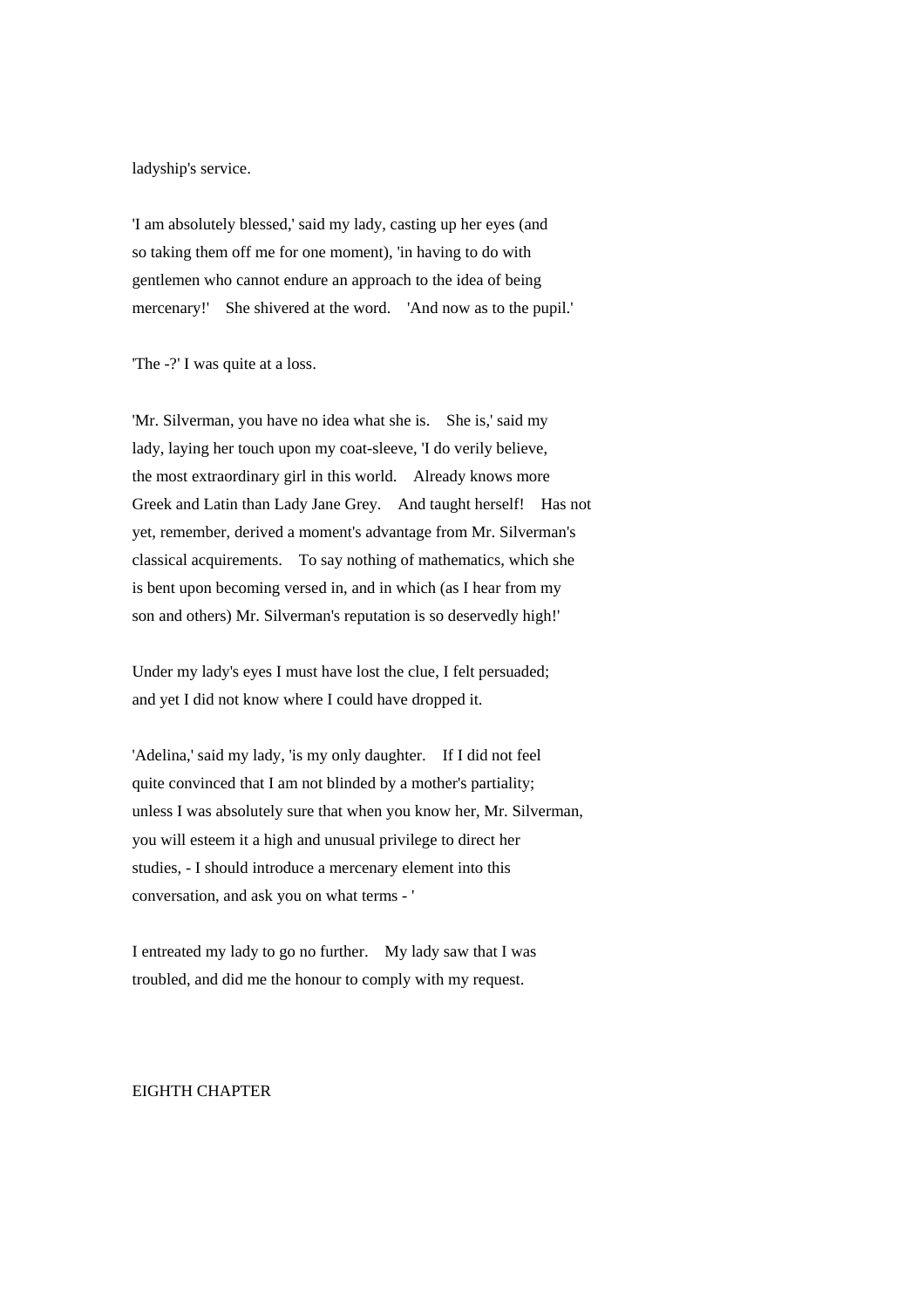ladyship's service.

'I am absolutely blessed,' said my lady, casting up her eyes (and so taking them off me for one moment), 'in having to do with gentlemen who cannot endure an approach to the idea of being mercenary!' She shivered at the word. 'And now as to the pupil.'

'The -?' I was quite at a loss.

'Mr. Silverman, you have no idea what she is. She is,' said my lady, laying her touch upon my coat-sleeve, 'I do verily believe, the most extraordinary girl in this world. Already knows more Greek and Latin than Lady Jane Grey. And taught herself! Has not yet, remember, derived a moment's advantage from Mr. Silverman's classical acquirements. To say nothing of mathematics, which she is bent upon becoming versed in, and in which (as I hear from my son and others) Mr. Silverman's reputation is so deservedly high!'

Under my lady's eyes I must have lost the clue, I felt persuaded; and yet I did not know where I could have dropped it.

'Adelina,' said my lady, 'is my only daughter. If I did not feel quite convinced that I am not blinded by a mother's partiality; unless I was absolutely sure that when you know her, Mr. Silverman, you will esteem it a high and unusual privilege to direct her studies, - I should introduce a mercenary element into this conversation, and ask you on what terms - '

I entreated my lady to go no further. My lady saw that I was troubled, and did me the honour to comply with my request.

## EIGHTH CHAPTER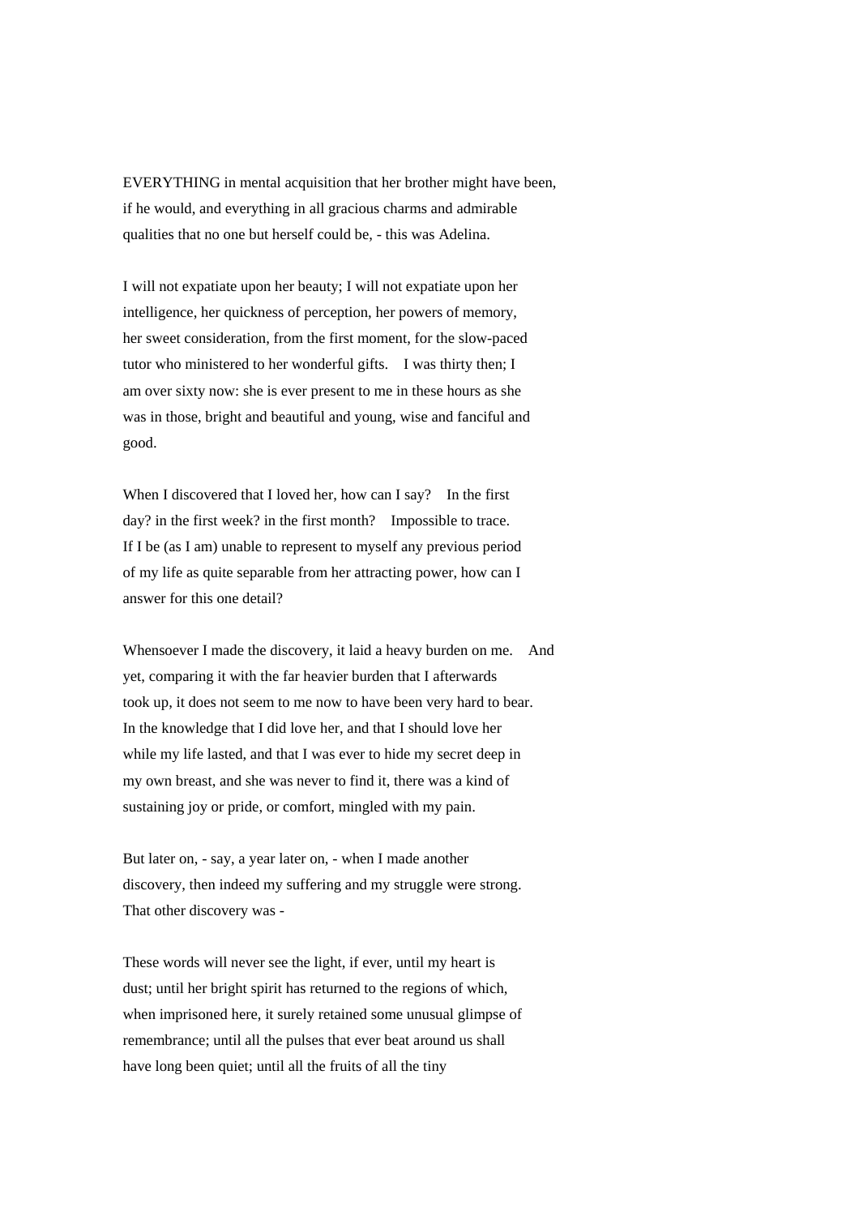EVERYTHING in mental acquisition that her brother might have been, if he would, and everything in all gracious charms and admirable qualities that no one but herself could be, - this was Adelina.

I will not expatiate upon her beauty; I will not expatiate upon her intelligence, her quickness of perception, her powers of memory, her sweet consideration, from the first moment, for the slow-paced tutor who ministered to her wonderful gifts. I was thirty then; I am over sixty now: she is ever present to me in these hours as she was in those, bright and beautiful and young, wise and fanciful and good.

When I discovered that I loved her, how can I say? In the first day? in the first week? in the first month? Impossible to trace. If I be (as I am) unable to represent to myself any previous period of my life as quite separable from her attracting power, how can I answer for this one detail?

Whensoever I made the discovery, it laid a heavy burden on me. And yet, comparing it with the far heavier burden that I afterwards took up, it does not seem to me now to have been very hard to bear. In the knowledge that I did love her, and that I should love her while my life lasted, and that I was ever to hide my secret deep in my own breast, and she was never to find it, there was a kind of sustaining joy or pride, or comfort, mingled with my pain.

But later on, - say, a year later on, - when I made another discovery, then indeed my suffering and my struggle were strong. That other discovery was -

These words will never see the light, if ever, until my heart is dust; until her bright spirit has returned to the regions of which, when imprisoned here, it surely retained some unusual glimpse of remembrance; until all the pulses that ever beat around us shall have long been quiet; until all the fruits of all the tiny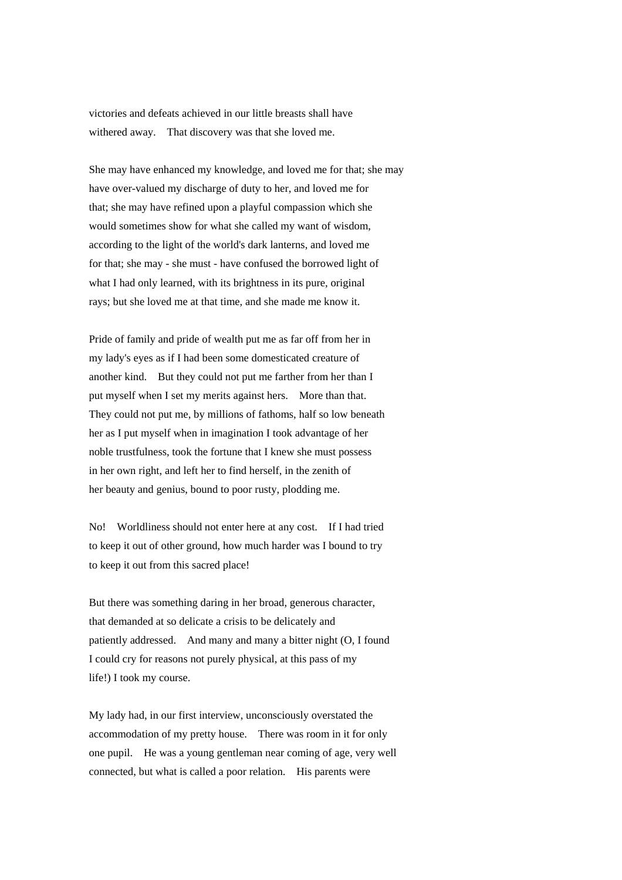victories and defeats achieved in our little breasts shall have withered away. That discovery was that she loved me.

She may have enhanced my knowledge, and loved me for that; she may have over-valued my discharge of duty to her, and loved me for that; she may have refined upon a playful compassion which she would sometimes show for what she called my want of wisdom, according to the light of the world's dark lanterns, and loved me for that; she may - she must - have confused the borrowed light of what I had only learned, with its brightness in its pure, original rays; but she loved me at that time, and she made me know it.

Pride of family and pride of wealth put me as far off from her in my lady's eyes as if I had been some domesticated creature of another kind. But they could not put me farther from her than I put myself when I set my merits against hers. More than that. They could not put me, by millions of fathoms, half so low beneath her as I put myself when in imagination I took advantage of her noble trustfulness, took the fortune that I knew she must possess in her own right, and left her to find herself, in the zenith of her beauty and genius, bound to poor rusty, plodding me.

No! Worldliness should not enter here at any cost. If I had tried to keep it out of other ground, how much harder was I bound to try to keep it out from this sacred place!

But there was something daring in her broad, generous character, that demanded at so delicate a crisis to be delicately and patiently addressed. And many and many a bitter night (O, I found I could cry for reasons not purely physical, at this pass of my life!) I took my course.

My lady had, in our first interview, unconsciously overstated the accommodation of my pretty house. There was room in it for only one pupil. He was a young gentleman near coming of age, very well connected, but what is called a poor relation. His parents were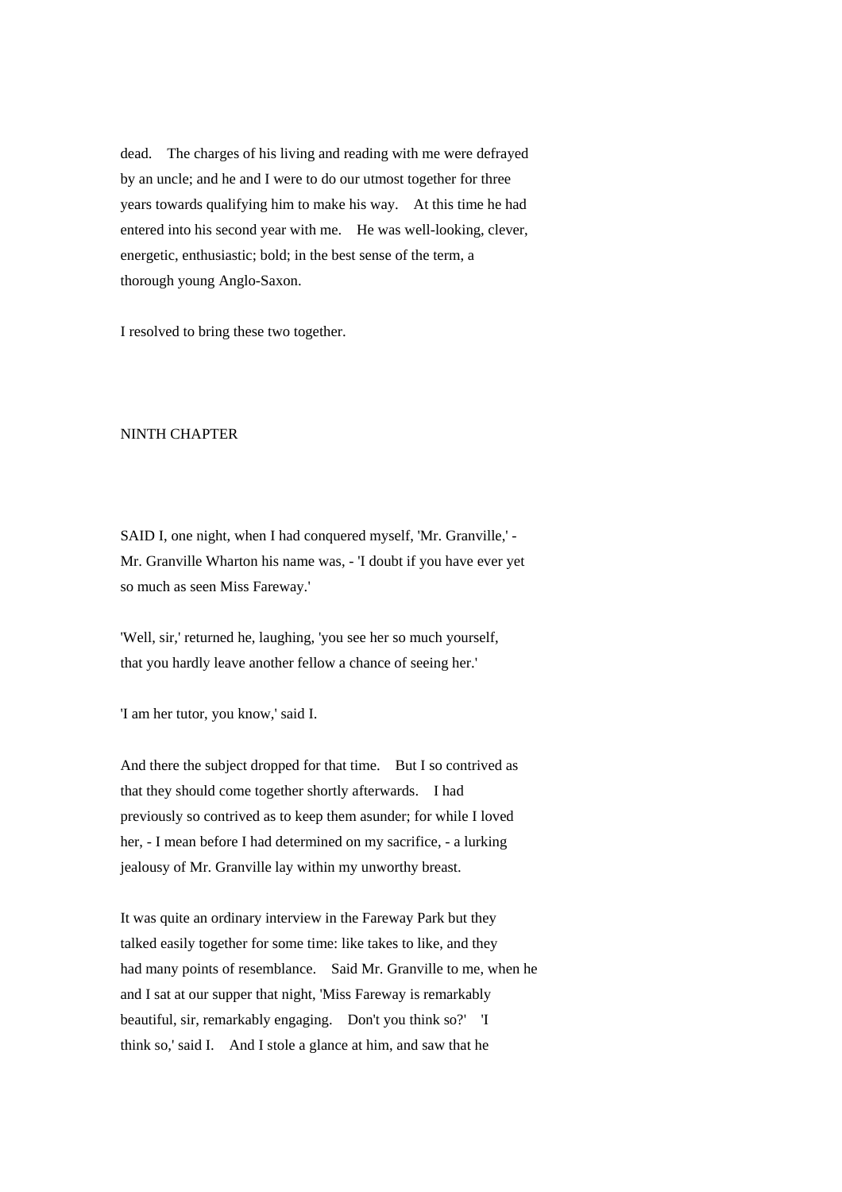dead. The charges of his living and reading with me were defrayed by an uncle; and he and I were to do our utmost together for three years towards qualifying him to make his way. At this time he had entered into his second year with me. He was well-looking, clever, energetic, enthusiastic; bold; in the best sense of the term, a thorough young Anglo-Saxon.

I resolved to bring these two together.

## NINTH CHAPTER

SAID I, one night, when I had conquered myself, 'Mr. Granville,' - Mr. Granville Wharton his name was, - 'I doubt if you have ever yet so much as seen Miss Fareway.'

'Well, sir,' returned he, laughing, 'you see her so much yourself, that you hardly leave another fellow a chance of seeing her.'

'I am her tutor, you know,' said I.

And there the subject dropped for that time. But I so contrived as that they should come together shortly afterwards. I had previously so contrived as to keep them asunder; for while I loved her, - I mean before I had determined on my sacrifice, - a lurking jealousy of Mr. Granville lay within my unworthy breast.

It was quite an ordinary interview in the Fareway Park but they talked easily together for some time: like takes to like, and they had many points of resemblance. Said Mr. Granville to me, when he and I sat at our supper that night, 'Miss Fareway is remarkably beautiful, sir, remarkably engaging. Don't you think so?' 'I think so,' said I. And I stole a glance at him, and saw that he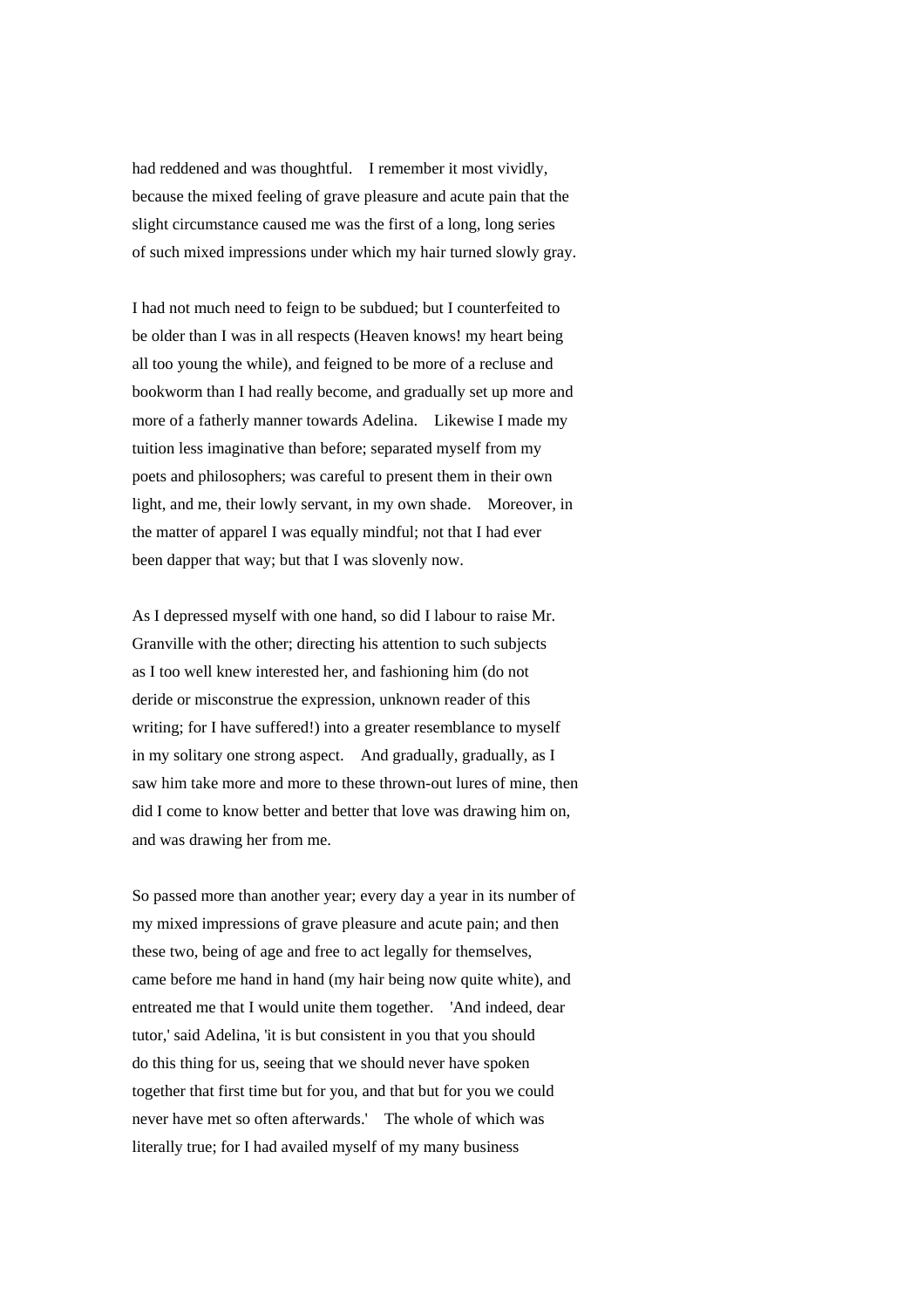had reddened and was thoughtful. I remember it most vividly, because the mixed feeling of grave pleasure and acute pain that the slight circumstance caused me was the first of a long, long series of such mixed impressions under which my hair turned slowly gray.

I had not much need to feign to be subdued; but I counterfeited to be older than I was in all respects (Heaven knows! my heart being all too young the while), and feigned to be more of a recluse and bookworm than I had really become, and gradually set up more and more of a fatherly manner towards Adelina. Likewise I made my tuition less imaginative than before; separated myself from my poets and philosophers; was careful to present them in their own light, and me, their lowly servant, in my own shade. Moreover, in the matter of apparel I was equally mindful; not that I had ever been dapper that way; but that I was slovenly now.

As I depressed myself with one hand, so did I labour to raise Mr. Granville with the other; directing his attention to such subjects as I too well knew interested her, and fashioning him (do not deride or misconstrue the expression, unknown reader of this writing; for I have suffered!) into a greater resemblance to myself in my solitary one strong aspect. And gradually, gradually, as I saw him take more and more to these thrown-out lures of mine, then did I come to know better and better that love was drawing him on, and was drawing her from me.

So passed more than another year; every day a year in its number of my mixed impressions of grave pleasure and acute pain; and then these two, being of age and free to act legally for themselves, came before me hand in hand (my hair being now quite white), and entreated me that I would unite them together. 'And indeed, dear tutor,' said Adelina, 'it is but consistent in you that you should do this thing for us, seeing that we should never have spoken together that first time but for you, and that but for you we could never have met so often afterwards.' The whole of which was literally true; for I had availed myself of my many business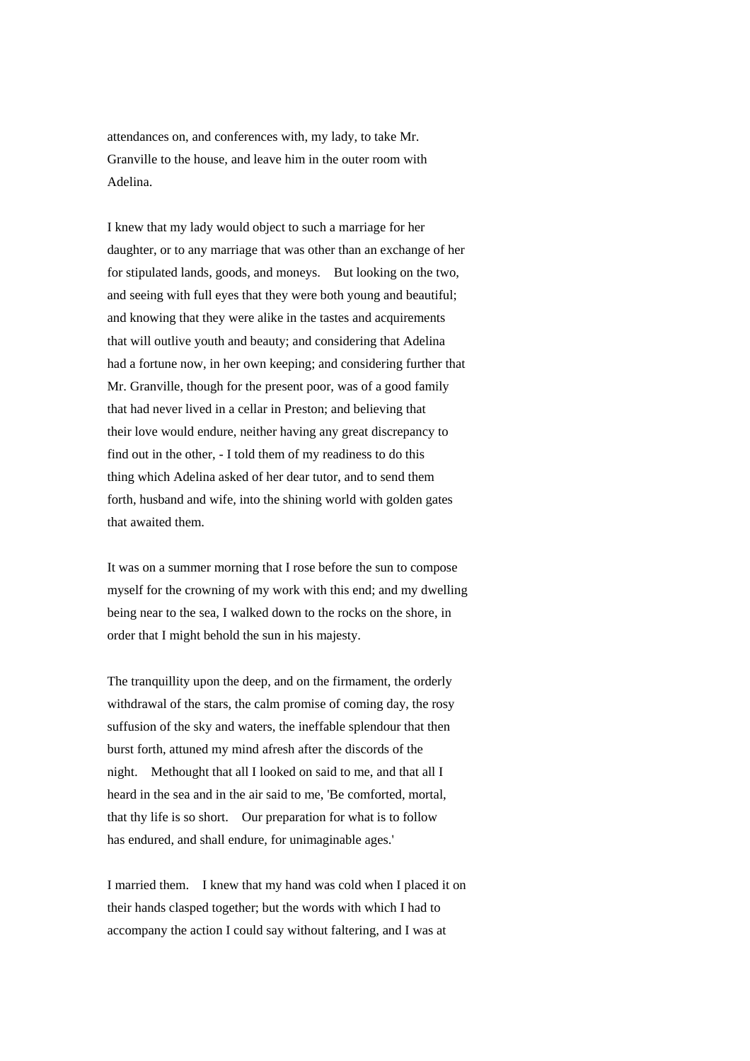attendances on, and conferences with, my lady, to take Mr. Granville to the house, and leave him in the outer room with Adelina.

I knew that my lady would object to such a marriage for her daughter, or to any marriage that was other than an exchange of her for stipulated lands, goods, and moneys. But looking on the two, and seeing with full eyes that they were both young and beautiful; and knowing that they were alike in the tastes and acquirements that will outlive youth and beauty; and considering that Adelina had a fortune now, in her own keeping; and considering further that Mr. Granville, though for the present poor, was of a good family that had never lived in a cellar in Preston; and believing that their love would endure, neither having any great discrepancy to find out in the other, - I told them of my readiness to do this thing which Adelina asked of her dear tutor, and to send them forth, husband and wife, into the shining world with golden gates that awaited them.

It was on a summer morning that I rose before the sun to compose myself for the crowning of my work with this end; and my dwelling being near to the sea, I walked down to the rocks on the shore, in order that I might behold the sun in his majesty.

The tranquillity upon the deep, and on the firmament, the orderly withdrawal of the stars, the calm promise of coming day, the rosy suffusion of the sky and waters, the ineffable splendour that then burst forth, attuned my mind afresh after the discords of the night. Methought that all I looked on said to me, and that all I heard in the sea and in the air said to me, 'Be comforted, mortal, that thy life is so short. Our preparation for what is to follow has endured, and shall endure, for unimaginable ages.'

I married them. I knew that my hand was cold when I placed it on their hands clasped together; but the words with which I had to accompany the action I could say without faltering, and I was at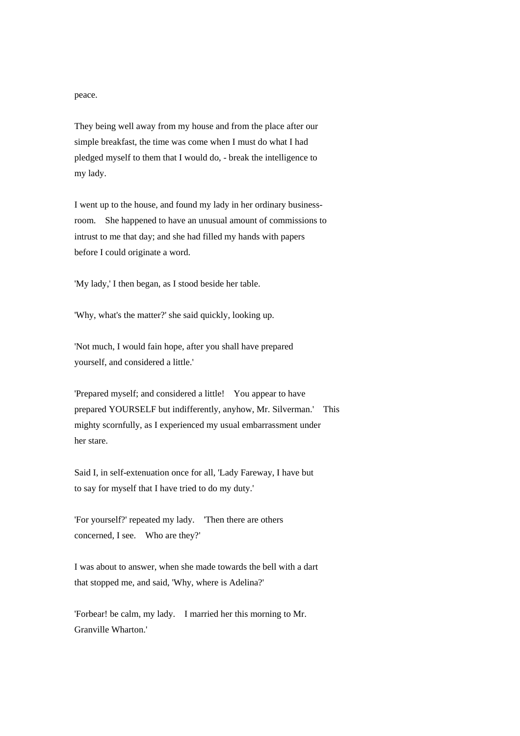peace.

They being well away from my house and from the place after our simple breakfast, the time was come when I must do what I had pledged myself to them that I would do, - break the intelligence to my lady.

I went up to the house, and found my lady in her ordinary business-room. She happened to have an unusual amount of commissions to intrust to me that day; and she had filled my hands with papers before I could originate a word.

'My lady,' I then began, as I stood beside her table.

'Why, what's the matter?' she said quickly, looking up.

'Not much, I would fain hope, after you shall have prepared yourself, and considered a little.'

'Prepared myself; and considered a little! You appear to have prepared YOURSELF but indifferently, anyhow, Mr. Silverman.' This mighty scornfully, as I experienced my usual embarrassment under her stare.

Said I, in self-extenuation once for all, 'Lady Fareway, I have but to say for myself that I have tried to do my duty.'

'For yourself?' repeated my lady. 'Then there are others concerned, I see. Who are they?'

I was about to answer, when she made towards the bell with a dart that stopped me, and said, 'Why, where is Adelina?'

'Forbear! be calm, my lady. I married her this morning to Mr. Granville Wharton.'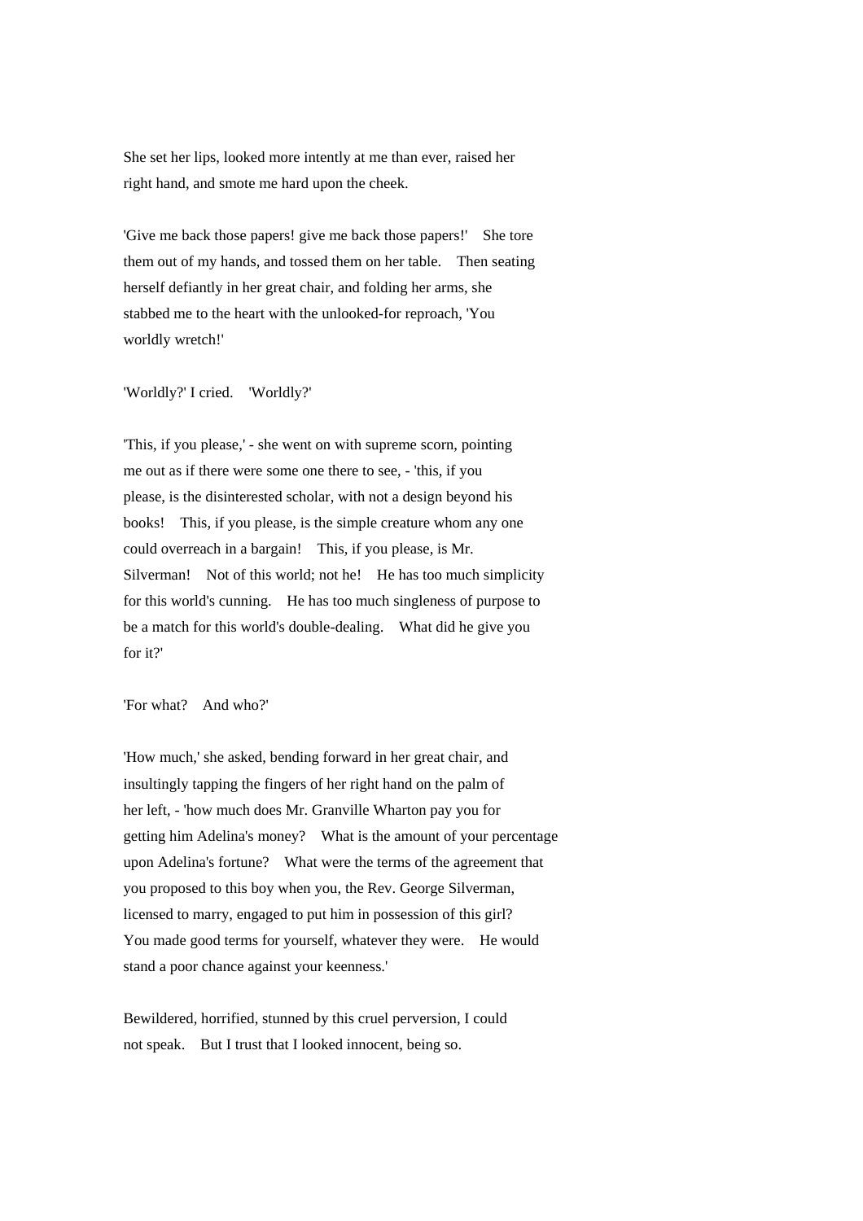She set her lips, looked more intently at me than ever, raised her right hand, and smote me hard upon the cheek.

'Give me back those papers! give me back those papers!' She tore them out of my hands, and tossed them on her table. Then seating herself defiantly in her great chair, and folding her arms, she stabbed me to the heart with the unlooked-for reproach, 'You worldly wretch!'

'Worldly?' I cried. 'Worldly?'

'This, if you please,' - she went on with supreme scorn, pointing me out as if there were some one there to see, - 'this, if you please, is the disinterested scholar, with not a design beyond his books! This, if you please, is the simple creature whom any one could overreach in a bargain! This, if you please, is Mr. Silverman! Not of this world; not he! He has too much simplicity for this world's cunning. He has too much singleness of purpose to be a match for this world's double-dealing. What did he give you for it?'

'For what? And who?'

'How much,' she asked, bending forward in her great chair, and insultingly tapping the fingers of her right hand on the palm of her left, - 'how much does Mr. Granville Wharton pay you for getting him Adelina's money? What is the amount of your percentage upon Adelina's fortune? What were the terms of the agreement that you proposed to this boy when you, the Rev. George Silverman, licensed to marry, engaged to put him in possession of this girl? You made good terms for yourself, whatever they were. He would stand a poor chance against your keenness.'

Bewildered, horrified, stunned by this cruel perversion, I could not speak. But I trust that I looked innocent, being so.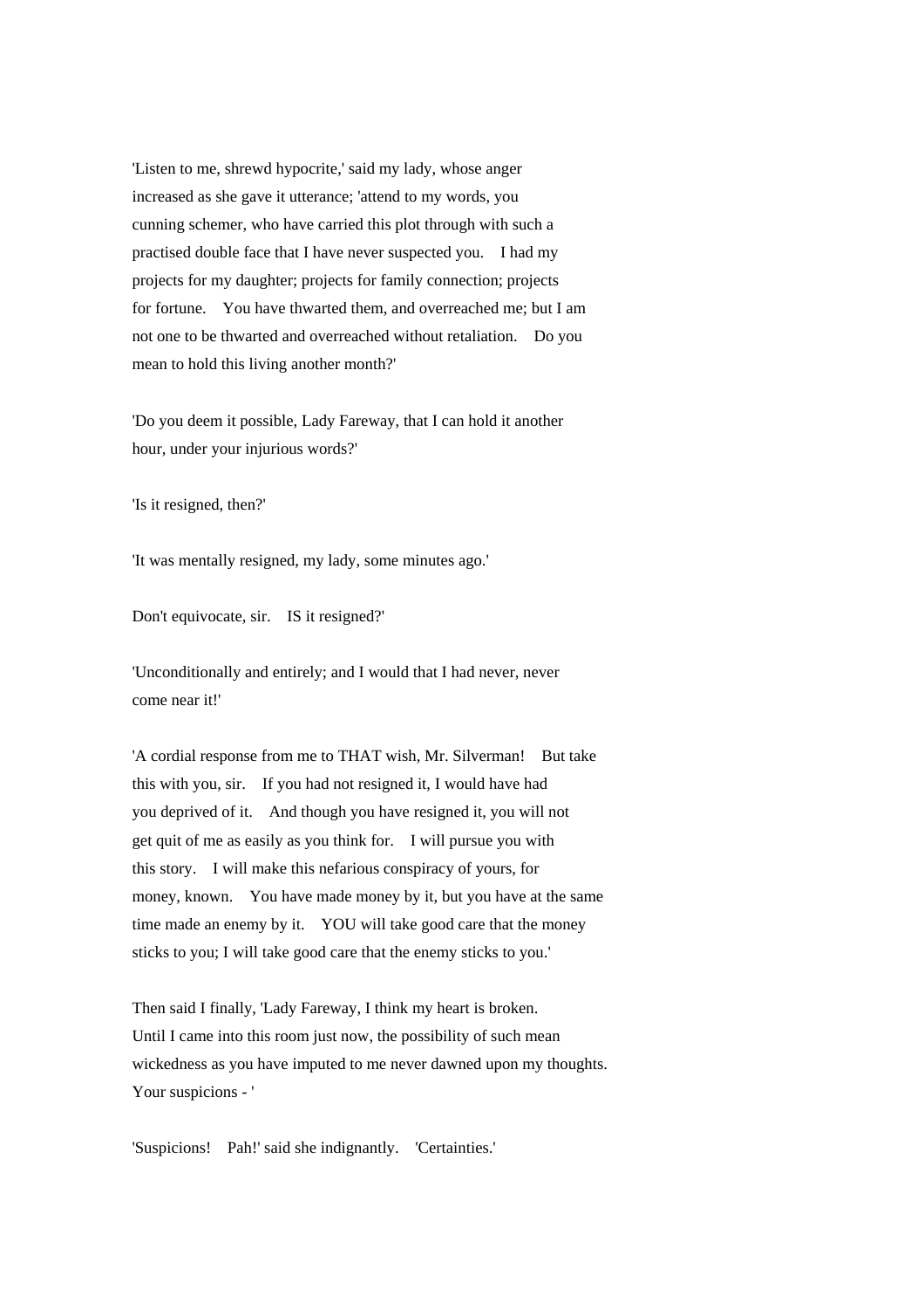'Listen to me, shrewd hypocrite,' said my lady, whose anger increased as she gave it utterance; 'attend to my words, you cunning schemer, who have carried this plot through with such a practised double face that I have never suspected you. I had my projects for my daughter; projects for family connection; projects for fortune. You have thwarted them, and overreached me; but I am not one to be thwarted and overreached without retaliation. Do you mean to hold this living another month?'

'Do you deem it possible, Lady Fareway, that I can hold it another hour, under your injurious words?'

'Is it resigned, then?'

'It was mentally resigned, my lady, some minutes ago.'

Don't equivocate, sir. IS it resigned?'

'Unconditionally and entirely; and I would that I had never, never come near it!'

'A cordial response from me to THAT wish, Mr. Silverman! But take this with you, sir. If you had not resigned it, I would have had you deprived of it. And though you have resigned it, you will not get quit of me as easily as you think for. I will pursue you with this story. I will make this nefarious conspiracy of yours, for money, known. You have made money by it, but you have at the same time made an enemy by it. YOU will take good care that the money sticks to you; I will take good care that the enemy sticks to you.'

Then said I finally, 'Lady Fareway, I think my heart is broken. Until I came into this room just now, the possibility of such mean wickedness as you have imputed to me never dawned upon my thoughts. Your suspicions - '

'Suspicions! Pah!' said she indignantly. 'Certainties.'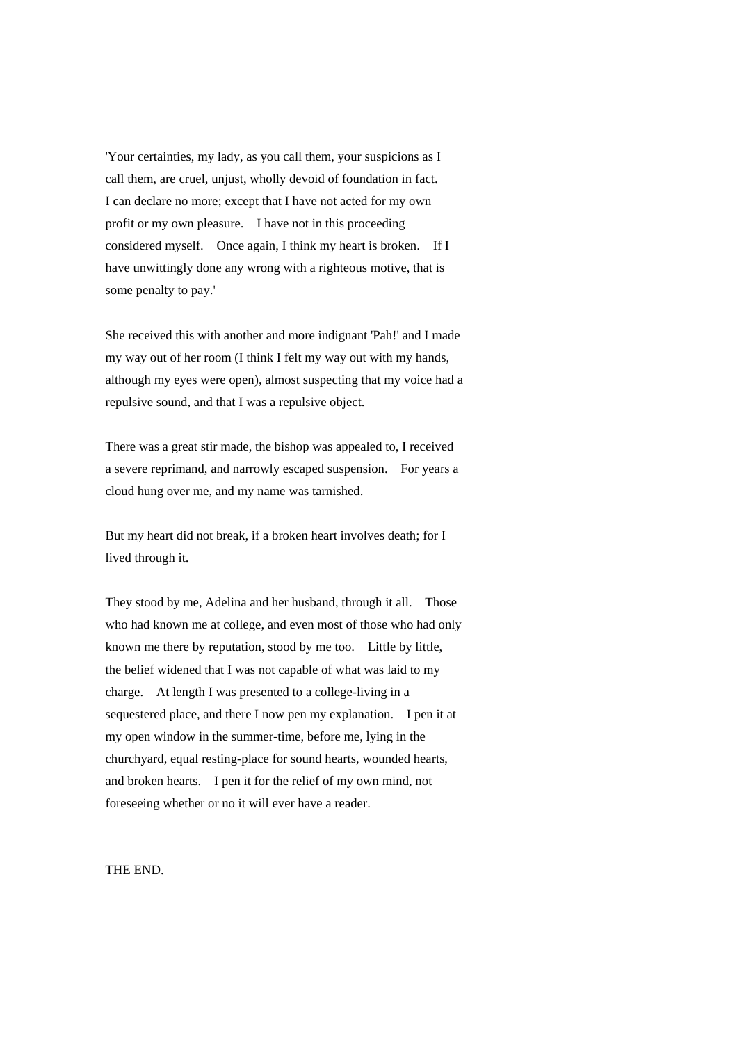'Your certainties, my lady, as you call them, your suspicions as I call them, are cruel, unjust, wholly devoid of foundation in fact. I can declare no more; except that I have not acted for my own profit or my own pleasure. I have not in this proceeding considered myself. Once again, I think my heart is broken. If I have unwittingly done any wrong with a righteous motive, that is some penalty to pay.'

She received this with another and more indignant 'Pah!' and I made my way out of her room (I think I felt my way out with my hands, although my eyes were open), almost suspecting that my voice had a repulsive sound, and that I was a repulsive object.

There was a great stir made, the bishop was appealed to, I received a severe reprimand, and narrowly escaped suspension. For years a cloud hung over me, and my name was tarnished.

But my heart did not break, if a broken heart involves death; for I lived through it.

They stood by me, Adelina and her husband, through it all. Those who had known me at college, and even most of those who had only known me there by reputation, stood by me too. Little by little, the belief widened that I was not capable of what was laid to my charge. At length I was presented to a college-living in a sequestered place, and there I now pen my explanation. I pen it at my open window in the summer-time, before me, lying in the churchyard, equal resting-place for sound hearts, wounded hearts, and broken hearts. I pen it for the relief of my own mind, not foreseeing whether or no it will ever have a reader.

THE END.